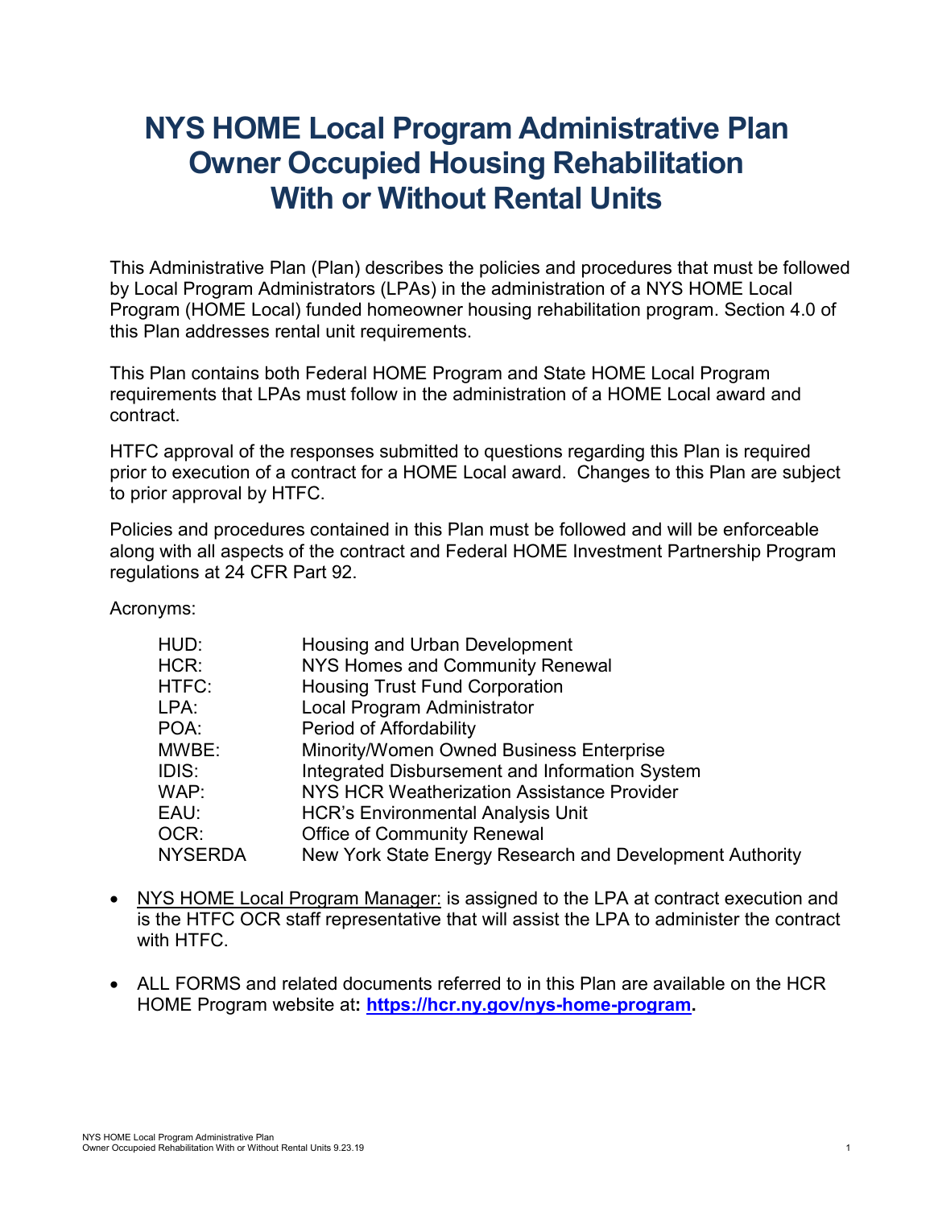# NYS HOME Local Program Administrative Plan Owner Occupied Housing Rehabilitation With or Without Rental Units

This Administrative Plan (Plan) describes the policies and procedures that must be followed by Local Program Administrators (LPAs) in the administration of a NYS HOME Local Program (HOME Local) funded homeowner housing rehabilitation program. Section 4.0 of this Plan addresses rental unit requirements.

This Plan contains both Federal HOME Program and State HOME Local Program requirements that LPAs must follow in the administration of a HOME Local award and contract.

HTFC approval of the responses submitted to questions regarding this Plan is required prior to execution of a contract for a HOME Local award. Changes to this Plan are subject to prior approval by HTFC.

Policies and procedures contained in this Plan must be followed and will be enforceable along with all aspects of the contract and Federal HOME Investment Partnership Program regulations at 24 CFR Part 92.

Acronyms:

| | |
|---|---|
| HUD: | Housing and Urban Development |
| HCR: | NYS Homes and Community Renewal |
| HTFC: | Housing Trust Fund Corporation |
| LPA: | Local Program Administrator |
| POA: | Period of Affordability |
| MWBE: | Minority/Women Owned Business Enterprise |
| IDIS: | Integrated Disbursement and Information System |
| WAP: | NYS HCR Weatherization Assistance Provider |
| EAU: | HCR's Environmental Analysis Unit |
| OCR: | Office of Community Renewal |
| NYSERDA | New York State Energy Research and Development Authority |

- NYS HOME Local Program Manager: is assigned to the LPA at contract execution and is the HTFC OCR staff representative that will assist the LPA to administer the contract with HTFC.
- ALL FORMS and related documents referred to in this Plan are available on the HCR HOME Program website at: **https://hcr.ny.gov/nys-home-program.**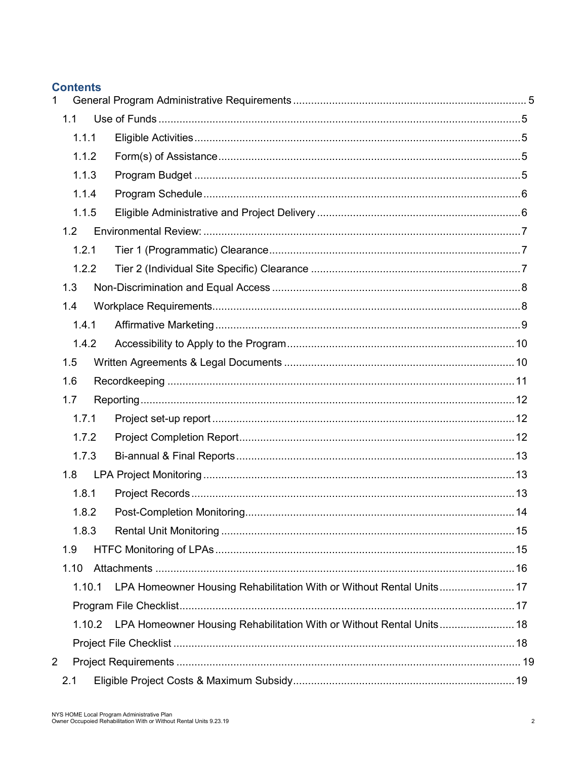## Contents

1 General Program Administrative Requirements ..... 5
- 1.1 Use of Funds ..... 5
  - 1.1.1 Eligible Activities ..... 5
  - 1.1.2 Form(s) of Assistance ..... 5
  - 1.1.3 Program Budget ..... 5
  - 1.1.4 Program Schedule ..... 6
  - 1.1.5 Eligible Administrative and Project Delivery ..... 6
- 1.2 Environmental Review: ..... 7
  - 1.2.1 Tier 1 (Programmatic) Clearance ..... 7
  - 1.2.2 Tier 2 (Individual Site Specific) Clearance ..... 7
- 1.3 Non-Discrimination and Equal Access ..... 8
- 1.4 Workplace Requirements ..... 8
  - 1.4.1 Affirmative Marketing ..... 9
  - 1.4.2 Accessibility to Apply to the Program ..... 10
- 1.5 Written Agreements & Legal Documents ..... 10
- 1.6 Recordkeeping ..... 11
- 1.7 Reporting ..... 12
  - 1.7.1 Project set-up report ..... 12
  - 1.7.2 Project Completion Report ..... 12
  - 1.7.3 Bi-annual & Final Reports ..... 13
- 1.8 LPA Project Monitoring ..... 13
  - 1.8.1 Project Records ..... 13
  - 1.8.2 Post-Completion Monitoring ..... 14
  - 1.8.3 Rental Unit Monitoring ..... 15
- 1.9 HTFC Monitoring of LPAs ..... 15
- 1.10 Attachments ..... 16
  - 1.10.1 LPA Homeowner Housing Rehabilitation With or Without Rental Units ..... 17
  - Program File Checklist ..... 17
  - 1.10.2 LPA Homeowner Housing Rehabilitation With or Without Rental Units ..... 18
  - Project File Checklist ..... 18

2 Project Requirements ..... 19
- 2.1 Eligible Project Costs & Maximum Subsidy ..... 19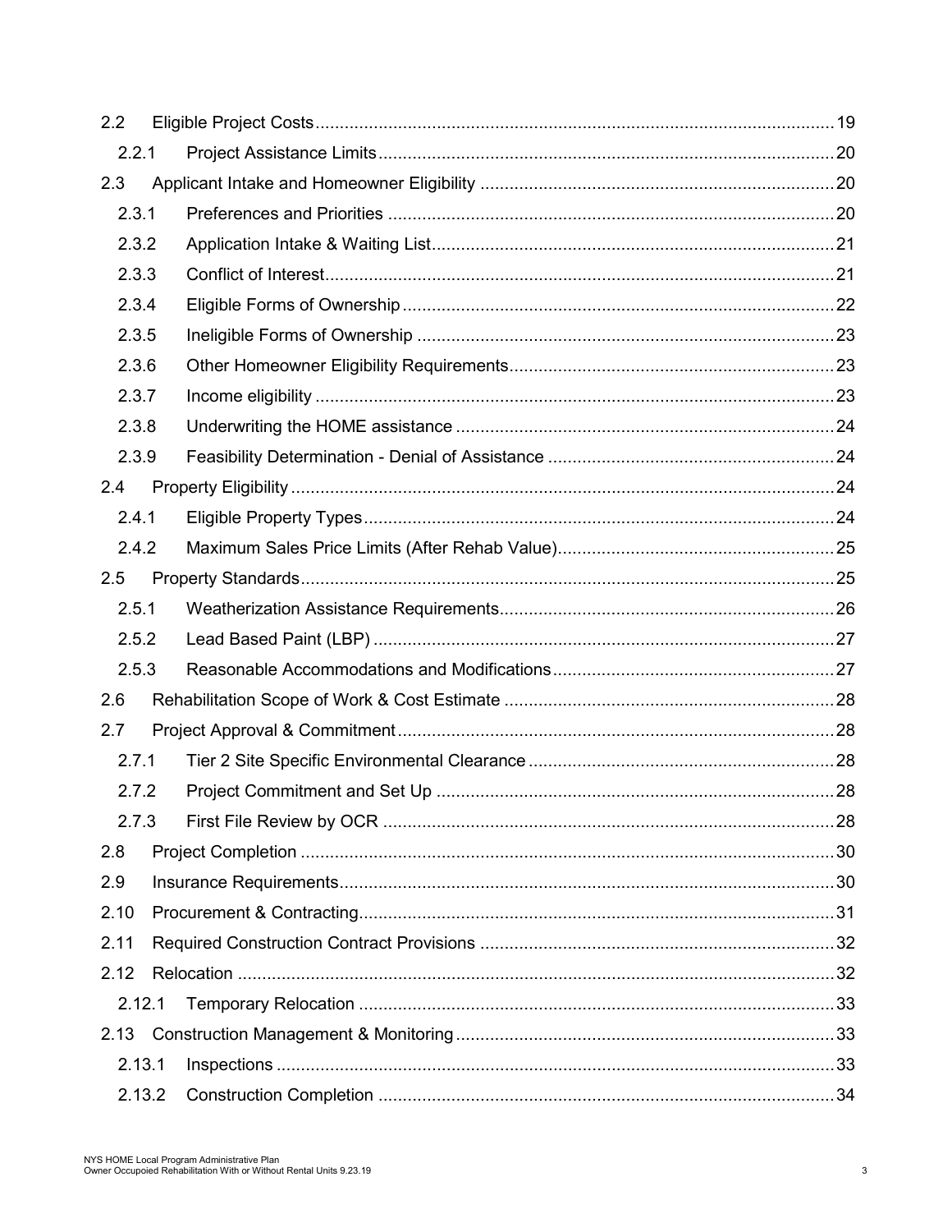2.2 Eligible Project Costs ........ 19

2.2.1 Project Assistance Limits ........ 20

2.3 Applicant Intake and Homeowner Eligibility ........ 20

2.3.1 Preferences and Priorities ........ 20

2.3.2 Application Intake & Waiting List ........ 21

2.3.3 Conflict of Interest ........ 21

2.3.4 Eligible Forms of Ownership ........ 22

2.3.5 Ineligible Forms of Ownership ........ 23

2.3.6 Other Homeowner Eligibility Requirements ........ 23

2.3.7 Income eligibility ........ 23

2.3.8 Underwriting the HOME assistance ........ 24

2.3.9 Feasibility Determination - Denial of Assistance ........ 24

2.4 Property Eligibility ........ 24

2.4.1 Eligible Property Types ........ 24

2.4.2 Maximum Sales Price Limits (After Rehab Value) ........ 25

2.5 Property Standards ........ 25

2.5.1 Weatherization Assistance Requirements ........ 26

2.5.2 Lead Based Paint (LBP) ........ 27

2.5.3 Reasonable Accommodations and Modifications ........ 27

2.6 Rehabilitation Scope of Work & Cost Estimate ........ 28

2.7 Project Approval & Commitment ........ 28

2.7.1 Tier 2 Site Specific Environmental Clearance ........ 28

2.7.2 Project Commitment and Set Up ........ 28

2.7.3 First File Review by OCR ........ 28

2.8 Project Completion ........ 30

2.9 Insurance Requirements ........ 30

2.10 Procurement & Contracting ........ 31

2.11 Required Construction Contract Provisions ........ 32

2.12 Relocation ........ 32

2.12.1 Temporary Relocation ........ 33

2.13 Construction Management & Monitoring ........ 33

2.13.1 Inspections ........ 33

2.13.2 Construction Completion ........ 34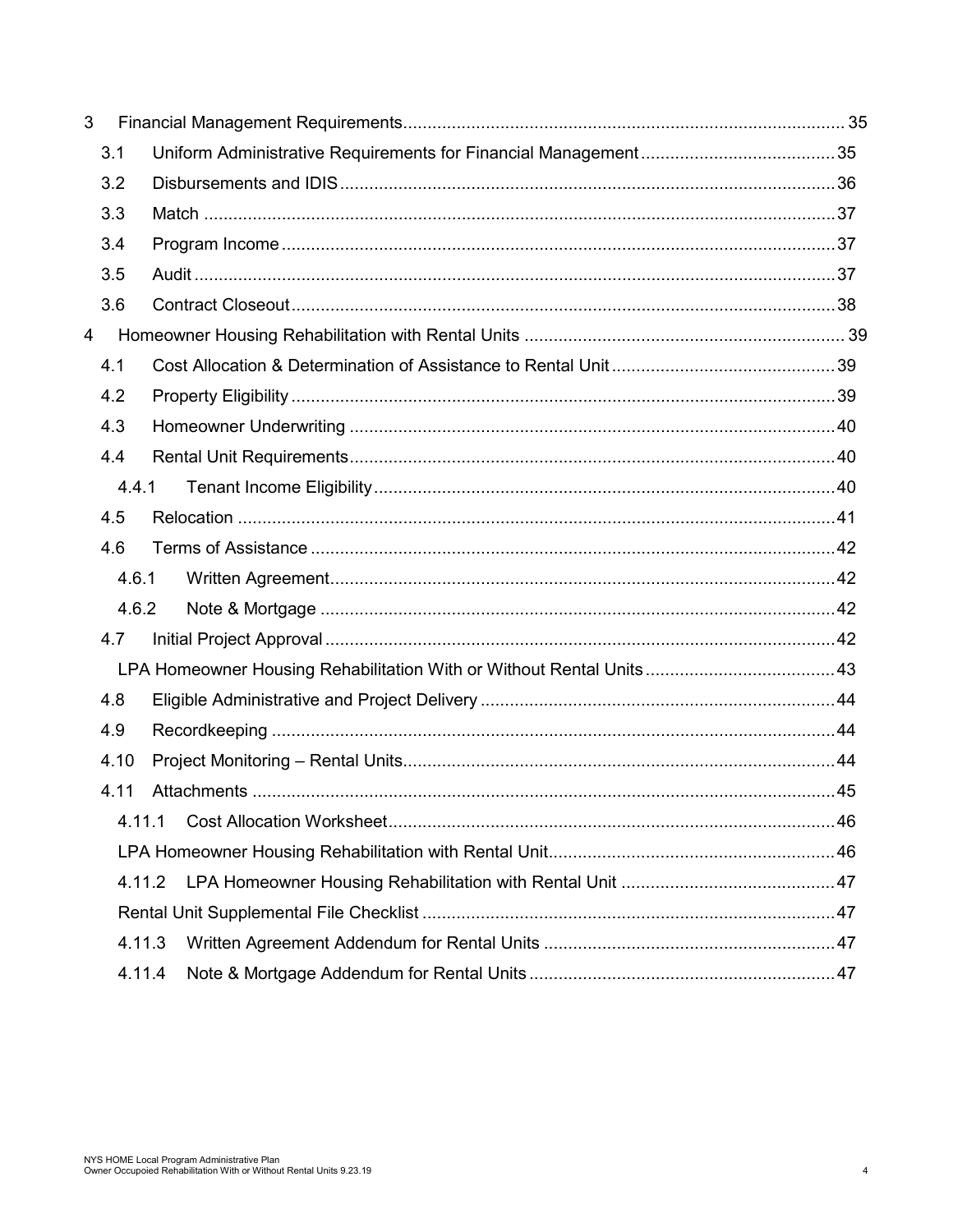3 Financial Management Requirements ........................................................................................ 35

- 3.1 Uniform Administrative Requirements for Financial Management ........................................ 35
- 3.2 Disbursements and IDIS ...................................................................................................... 36
- 3.3 Match .................................................................................................................................. 37
- 3.4 Program Income .................................................................................................................. 37
- 3.5 Audit .................................................................................................................................... 37
- 3.6 Contract Closeout ................................................................................................................ 38

4 Homeowner Housing Rehabilitation with Rental Units ................................................................ 39

- 4.1 Cost Allocation & Determination of Assistance to Rental Unit ............................................. 39
- 4.2 Property Eligibility ................................................................................................................ 39
- 4.3 Homeowner Underwriting .................................................................................................... 40
- 4.4 Rental Unit Requirements .................................................................................................... 40
  - 4.4.1 Tenant Income Eligibility ............................................................................................... 40
- 4.5 Relocation ........................................................................................................................... 41
- 4.6 Terms of Assistance ............................................................................................................ 42
  - 4.6.1 Written Agreement ........................................................................................................ 42
  - 4.6.2 Note & Mortgage .......................................................................................................... 42
- 4.7 Initial Project Approval ......................................................................................................... 42
  - LPA Homeowner Housing Rehabilitation With or Without Rental Units ....................................... 43
- 4.8 Eligible Administrative and Project Delivery ......................................................................... 44
- 4.9 Recordkeeping .................................................................................................................... 44
- 4.10 Project Monitoring – Rental Units ......................................................................................... 44
- 4.11 Attachments ........................................................................................................................ 45
  - 4.11.1 Cost Allocation Worksheet ............................................................................................ 46
  - LPA Homeowner Housing Rehabilitation with Rental Unit ........................................................... 46
  - 4.11.2 LPA Homeowner Housing Rehabilitation with Rental Unit ............................................ 47
  - Rental Unit Supplemental File Checklist ..................................................................................... 47
  - 4.11.3 Written Agreement Addendum for Rental Units ............................................................ 47
  - 4.11.4 Note & Mortgage Addendum for Rental Units ............................................................... 47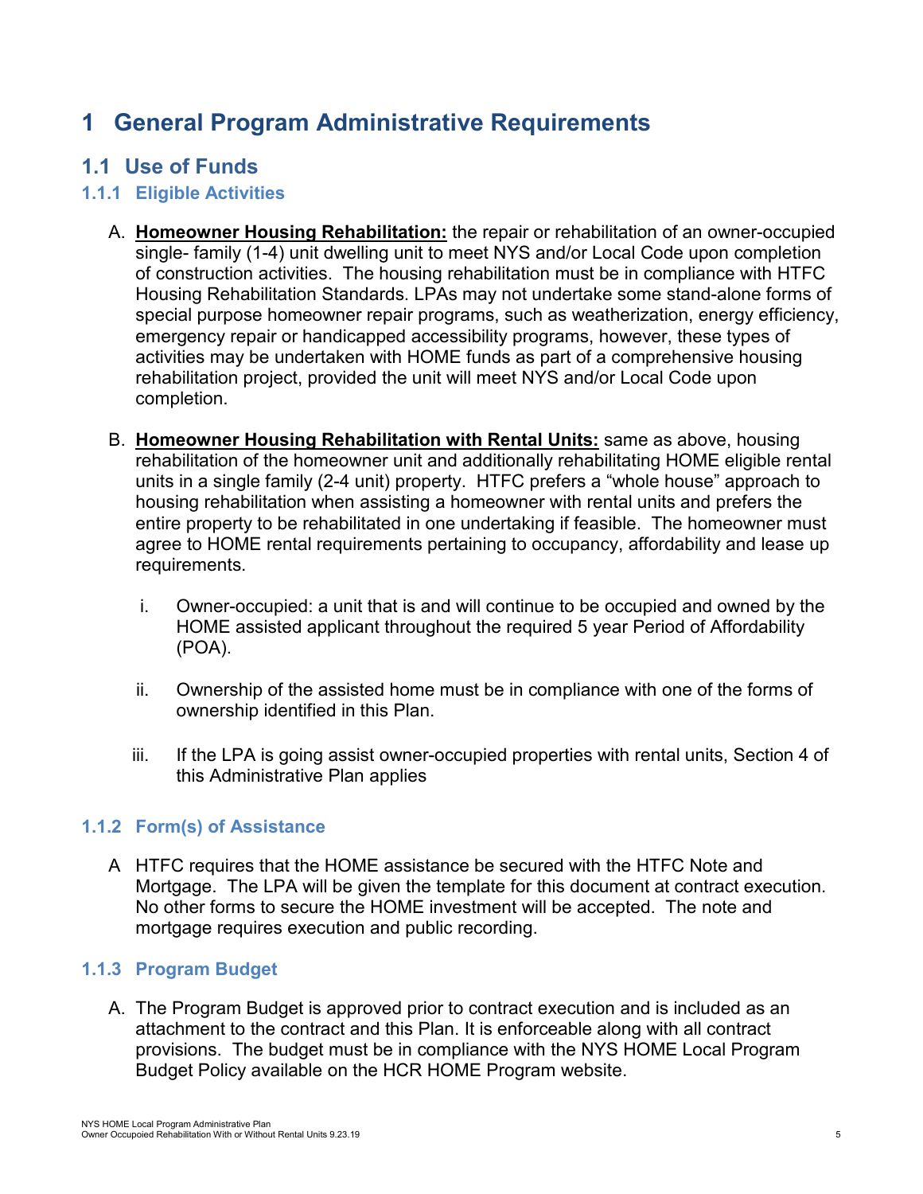# 1 General Program Administrative Requirements

## 1.1 Use of Funds

### 1.1.1 Eligible Activities

A. **Homeowner Housing Rehabilitation:** the repair or rehabilitation of an owner-occupied single- family (1-4) unit dwelling unit to meet NYS and/or Local Code upon completion of construction activities. The housing rehabilitation must be in compliance with HTFC Housing Rehabilitation Standards. LPAs may not undertake some stand-alone forms of special purpose homeowner repair programs, such as weatherization, energy efficiency, emergency repair or handicapped accessibility programs, however, these types of activities may be undertaken with HOME funds as part of a comprehensive housing rehabilitation project, provided the unit will meet NYS and/or Local Code upon completion.

B. **Homeowner Housing Rehabilitation with Rental Units:** same as above, housing rehabilitation of the homeowner unit and additionally rehabilitating HOME eligible rental units in a single family (2-4 unit) property. HTFC prefers a "whole house" approach to housing rehabilitation when assisting a homeowner with rental units and prefers the entire property to be rehabilitated in one undertaking if feasible. The homeowner must agree to HOME rental requirements pertaining to occupancy, affordability and lease up requirements.

   i. Owner-occupied: a unit that is and will continue to be occupied and owned by the HOME assisted applicant throughout the required 5 year Period of Affordability (POA).

   ii. Ownership of the assisted home must be in compliance with one of the forms of ownership identified in this Plan.

   iii. If the LPA is going assist owner-occupied properties with rental units, Section 4 of this Administrative Plan applies

### 1.1.2 Form(s) of Assistance

A HTFC requires that the HOME assistance be secured with the HTFC Note and Mortgage. The LPA will be given the template for this document at contract execution. No other forms to secure the HOME investment will be accepted. The note and mortgage requires execution and public recording.

### 1.1.3 Program Budget

A. The Program Budget is approved prior to contract execution and is included as an attachment to the contract and this Plan. It is enforceable along with all contract provisions. The budget must be in compliance with the NYS HOME Local Program Budget Policy available on the HCR HOME Program website.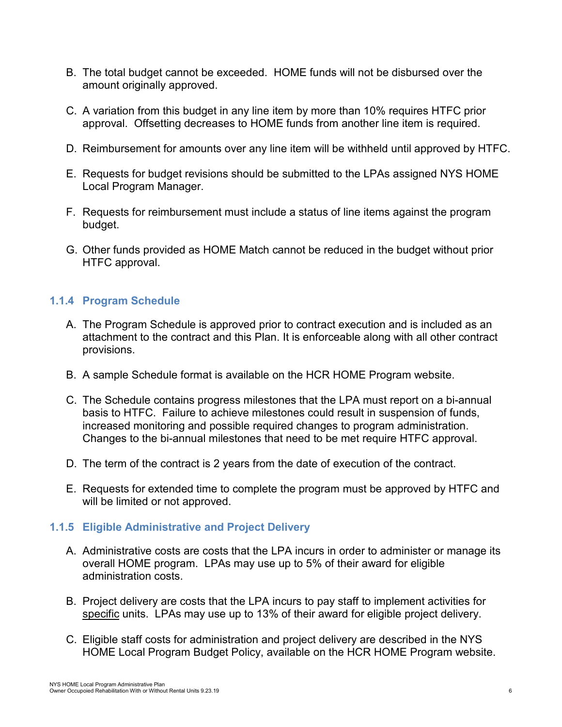B. The total budget cannot be exceeded. HOME funds will not be disbursed over the amount originally approved.

C. A variation from this budget in any line item by more than 10% requires HTFC prior approval. Offsetting decreases to HOME funds from another line item is required.

D. Reimbursement for amounts over any line item will be withheld until approved by HTFC.

E. Requests for budget revisions should be submitted to the LPAs assigned NYS HOME Local Program Manager.

F. Requests for reimbursement must include a status of line items against the program budget.

G. Other funds provided as HOME Match cannot be reduced in the budget without prior HTFC approval.

### 1.1.4 Program Schedule

A. The Program Schedule is approved prior to contract execution and is included as an attachment to the contract and this Plan. It is enforceable along with all other contract provisions.

B. A sample Schedule format is available on the HCR HOME Program website.

C. The Schedule contains progress milestones that the LPA must report on a bi-annual basis to HTFC. Failure to achieve milestones could result in suspension of funds, increased monitoring and possible required changes to program administration. Changes to the bi-annual milestones that need to be met require HTFC approval.

D. The term of the contract is 2 years from the date of execution of the contract.

E. Requests for extended time to complete the program must be approved by HTFC and will be limited or not approved.

### 1.1.5 Eligible Administrative and Project Delivery

A. Administrative costs are costs that the LPA incurs in order to administer or manage its overall HOME program. LPAs may use up to 5% of their award for eligible administration costs.

B. Project delivery are costs that the LPA incurs to pay staff to implement activities for specific units. LPAs may use up to 13% of their award for eligible project delivery.

C. Eligible staff costs for administration and project delivery are described in the NYS HOME Local Program Budget Policy, available on the HCR HOME Program website.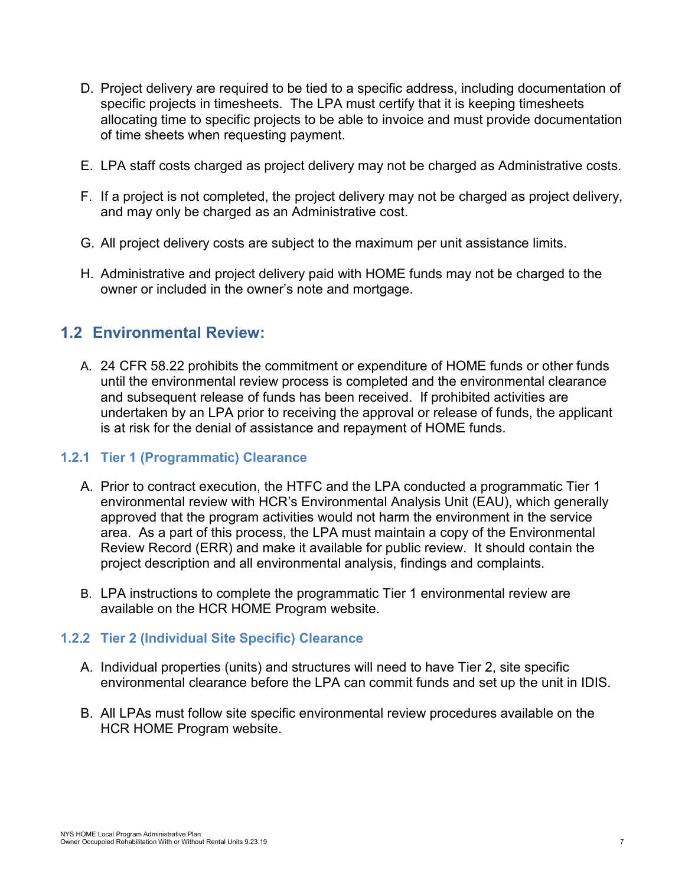D. Project delivery are required to be tied to a specific address, including documentation of specific projects in timesheets. The LPA must certify that it is keeping timesheets allocating time to specific projects to be able to invoice and must provide documentation of time sheets when requesting payment.

E. LPA staff costs charged as project delivery may not be charged as Administrative costs.

F. If a project is not completed, the project delivery may not be charged as project delivery, and may only be charged as an Administrative cost.

G. All project delivery costs are subject to the maximum per unit assistance limits.

H. Administrative and project delivery paid with HOME funds may not be charged to the owner or included in the owner's note and mortgage.

## 1.2 Environmental Review:

A. 24 CFR 58.22 prohibits the commitment or expenditure of HOME funds or other funds until the environmental review process is completed and the environmental clearance and subsequent release of funds has been received. If prohibited activities are undertaken by an LPA prior to receiving the approval or release of funds, the applicant is at risk for the denial of assistance and repayment of HOME funds.

### 1.2.1 Tier 1 (Programmatic) Clearance

A. Prior to contract execution, the HTFC and the LPA conducted a programmatic Tier 1 environmental review with HCR's Environmental Analysis Unit (EAU), which generally approved that the program activities would not harm the environment in the service area. As a part of this process, the LPA must maintain a copy of the Environmental Review Record (ERR) and make it available for public review. It should contain the project description and all environmental analysis, findings and complaints.

B. LPA instructions to complete the programmatic Tier 1 environmental review are available on the HCR HOME Program website.

### 1.2.2 Tier 2 (Individual Site Specific) Clearance

A. Individual properties (units) and structures will need to have Tier 2, site specific environmental clearance before the LPA can commit funds and set up the unit in IDIS.

B. All LPAs must follow site specific environmental review procedures available on the HCR HOME Program website.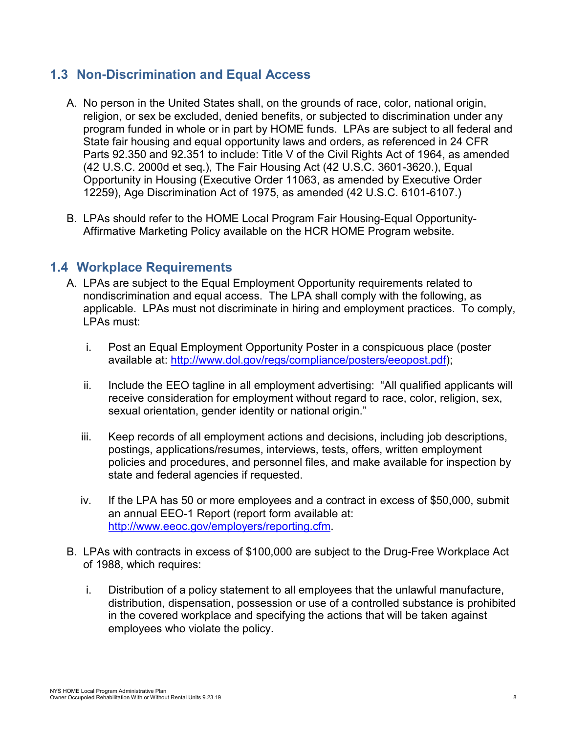## 1.3 Non-Discrimination and Equal Access

A. No person in the United States shall, on the grounds of race, color, national origin, religion, or sex be excluded, denied benefits, or subjected to discrimination under any program funded in whole or in part by HOME funds. LPAs are subject to all federal and State fair housing and equal opportunity laws and orders, as referenced in 24 CFR Parts 92.350 and 92.351 to include: Title V of the Civil Rights Act of 1964, as amended (42 U.S.C. 2000d et seq.), The Fair Housing Act (42 U.S.C. 3601-3620.), Equal Opportunity in Housing (Executive Order 11063, as amended by Executive Order 12259), Age Discrimination Act of 1975, as amended (42 U.S.C. 6101-6107.)

B. LPAs should refer to the HOME Local Program Fair Housing-Equal Opportunity-Affirmative Marketing Policy available on the HCR HOME Program website.

## 1.4 Workplace Requirements

A. LPAs are subject to the Equal Employment Opportunity requirements related to nondiscrimination and equal access. The LPA shall comply with the following, as applicable. LPAs must not discriminate in hiring and employment practices. To comply, LPAs must:

   i. Post an Equal Employment Opportunity Poster in a conspicuous place (poster available at: [http://www.dol.gov/regs/compliance/posters/eeopost.pdf](http://www.dol.gov/regs/compliance/posters/eeopost.pdf));

   ii. Include the EEO tagline in all employment advertising: "All qualified applicants will receive consideration for employment without regard to race, color, religion, sex, sexual orientation, gender identity or national origin."

   iii. Keep records of all employment actions and decisions, including job descriptions, postings, applications/resumes, interviews, tests, offers, written employment policies and procedures, and personnel files, and make available for inspection by state and federal agencies if requested.

   iv. If the LPA has 50 or more employees and a contract in excess of $50,000, submit an annual EEO-1 Report (report form available at: [http://www.eeoc.gov/employers/reporting.cfm](http://www.eeoc.gov/employers/reporting.cfm).

B. LPAs with contracts in excess of $100,000 are subject to the Drug-Free Workplace Act of 1988, which requires:

   i. Distribution of a policy statement to all employees that the unlawful manufacture, distribution, dispensation, possession or use of a controlled substance is prohibited in the covered workplace and specifying the actions that will be taken against employees who violate the policy.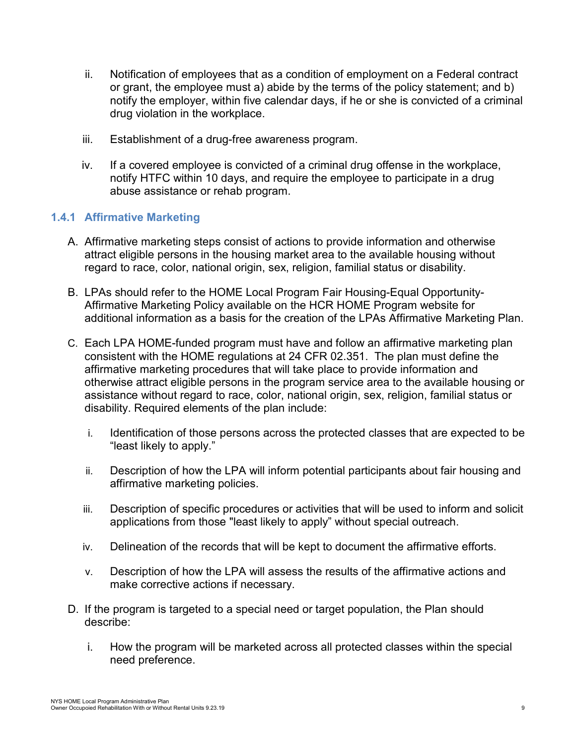ii. Notification of employees that as a condition of employment on a Federal contract or grant, the employee must a) abide by the terms of the policy statement; and b) notify the employer, within five calendar days, if he or she is convicted of a criminal drug violation in the workplace.

iii. Establishment of a drug-free awareness program.

iv. If a covered employee is convicted of a criminal drug offense in the workplace, notify HTFC within 10 days, and require the employee to participate in a drug abuse assistance or rehab program.

### 1.4.1 Affirmative Marketing

A. Affirmative marketing steps consist of actions to provide information and otherwise attract eligible persons in the housing market area to the available housing without regard to race, color, national origin, sex, religion, familial status or disability.

B. LPAs should refer to the HOME Local Program Fair Housing-Equal Opportunity-Affirmative Marketing Policy available on the HCR HOME Program website for additional information as a basis for the creation of the LPAs Affirmative Marketing Plan.

C. Each LPA HOME-funded program must have and follow an affirmative marketing plan consistent with the HOME regulations at 24 CFR 02.351. The plan must define the affirmative marketing procedures that will take place to provide information and otherwise attract eligible persons in the program service area to the available housing or assistance without regard to race, color, national origin, sex, religion, familial status or disability. Required elements of the plan include:

   i. Identification of those persons across the protected classes that are expected to be “least likely to apply.”

   ii. Description of how the LPA will inform potential participants about fair housing and affirmative marketing policies.

   iii. Description of specific procedures or activities that will be used to inform and solicit applications from those "least likely to apply” without special outreach.

   iv. Delineation of the records that will be kept to document the affirmative efforts.

   v. Description of how the LPA will assess the results of the affirmative actions and make corrective actions if necessary.

D. If the program is targeted to a special need or target population, the Plan should describe:

   i. How the program will be marketed across all protected classes within the special need preference.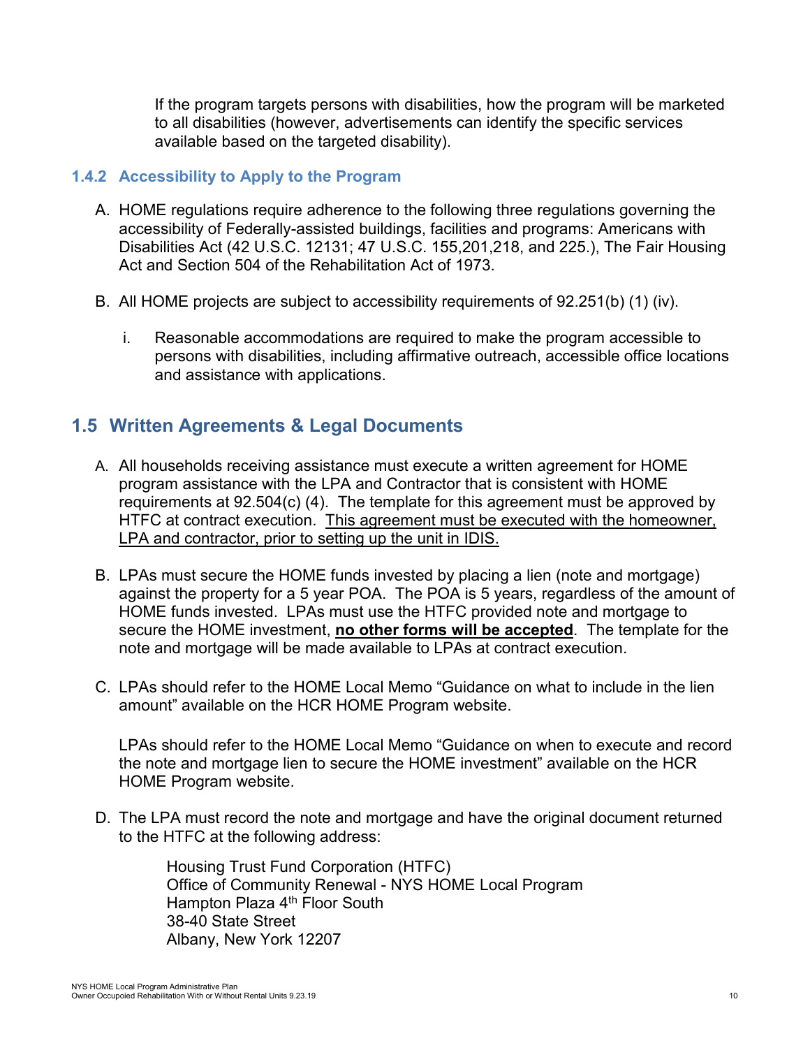If the program targets persons with disabilities, how the program will be marketed to all disabilities (however, advertisements can identify the specific services available based on the targeted disability).

### 1.4.2 Accessibility to Apply to the Program

A. HOME regulations require adherence to the following three regulations governing the accessibility of Federally-assisted buildings, facilities and programs: Americans with Disabilities Act (42 U.S.C. 12131; 47 U.S.C. 155,201,218, and 225.), The Fair Housing Act and Section 504 of the Rehabilitation Act of 1973.

B. All HOME projects are subject to accessibility requirements of 92.251(b) (1) (iv).

   i. Reasonable accommodations are required to make the program accessible to persons with disabilities, including affirmative outreach, accessible office locations and assistance with applications.

## 1.5 Written Agreements & Legal Documents

A. All households receiving assistance must execute a written agreement for HOME program assistance with the LPA and Contractor that is consistent with HOME requirements at 92.504(c) (4). The template for this agreement must be approved by HTFC at contract execution. <u>This agreement must be executed with the homeowner, LPA and contractor, prior to setting up the unit in IDIS.</u>

B. LPAs must secure the HOME funds invested by placing a lien (note and mortgage) against the property for a 5 year POA. The POA is 5 years, regardless of the amount of HOME funds invested. LPAs must use the HTFC provided note and mortgage to secure the HOME investment, <u>**no other forms will be accepted**</u>. The template for the note and mortgage will be made available to LPAs at contract execution.

C. LPAs should refer to the HOME Local Memo “Guidance on what to include in the lien amount” available on the HCR HOME Program website.

   LPAs should refer to the HOME Local Memo “Guidance on when to execute and record the note and mortgage lien to secure the HOME investment” available on the HCR HOME Program website.

D. The LPA must record the note and mortgage and have the original document returned to the HTFC at the following address:

   Housing Trust Fund Corporation (HTFC)
   Office of Community Renewal - NYS HOME Local Program
   Hampton Plaza 4th Floor South
   38-40 State Street
   Albany, New York 12207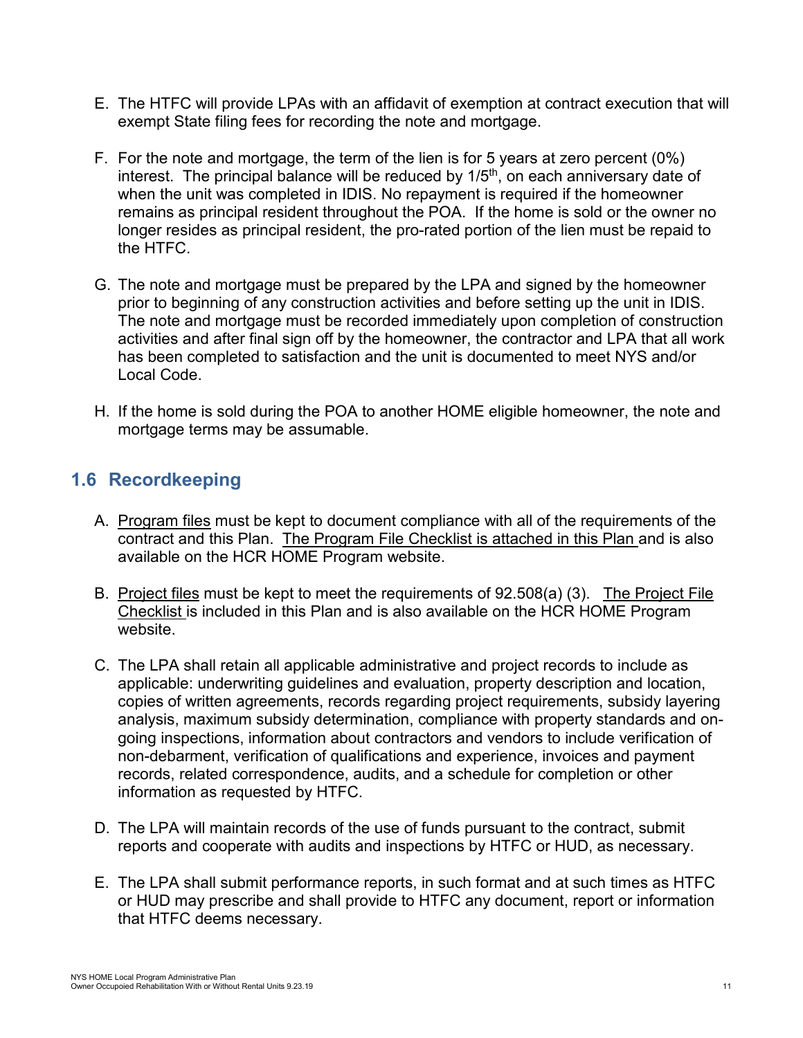E. The HTFC will provide LPAs with an affidavit of exemption at contract execution that will exempt State filing fees for recording the note and mortgage.

F. For the note and mortgage, the term of the lien is for 5 years at zero percent (0%) interest. The principal balance will be reduced by 1/5th, on each anniversary date of when the unit was completed in IDIS. No repayment is required if the homeowner remains as principal resident throughout the POA. If the home is sold or the owner no longer resides as principal resident, the pro-rated portion of the lien must be repaid to the HTFC.

G. The note and mortgage must be prepared by the LPA and signed by the homeowner prior to beginning of any construction activities and before setting up the unit in IDIS. The note and mortgage must be recorded immediately upon completion of construction activities and after final sign off by the homeowner, the contractor and LPA that all work has been completed to satisfaction and the unit is documented to meet NYS and/or Local Code.

H. If the home is sold during the POA to another HOME eligible homeowner, the note and mortgage terms may be assumable.

## 1.6 Recordkeeping

A. Program files must be kept to document compliance with all of the requirements of the contract and this Plan. The Program File Checklist is attached in this Plan and is also available on the HCR HOME Program website.

B. Project files must be kept to meet the requirements of 92.508(a) (3). The Project File Checklist is included in this Plan and is also available on the HCR HOME Program website.

C. The LPA shall retain all applicable administrative and project records to include as applicable: underwriting guidelines and evaluation, property description and location, copies of written agreements, records regarding project requirements, subsidy layering analysis, maximum subsidy determination, compliance with property standards and on-going inspections, information about contractors and vendors to include verification of non-debarment, verification of qualifications and experience, invoices and payment records, related correspondence, audits, and a schedule for completion or other information as requested by HTFC.

D. The LPA will maintain records of the use of funds pursuant to the contract, submit reports and cooperate with audits and inspections by HTFC or HUD, as necessary.

E. The LPA shall submit performance reports, in such format and at such times as HTFC or HUD may prescribe and shall provide to HTFC any document, report or information that HTFC deems necessary.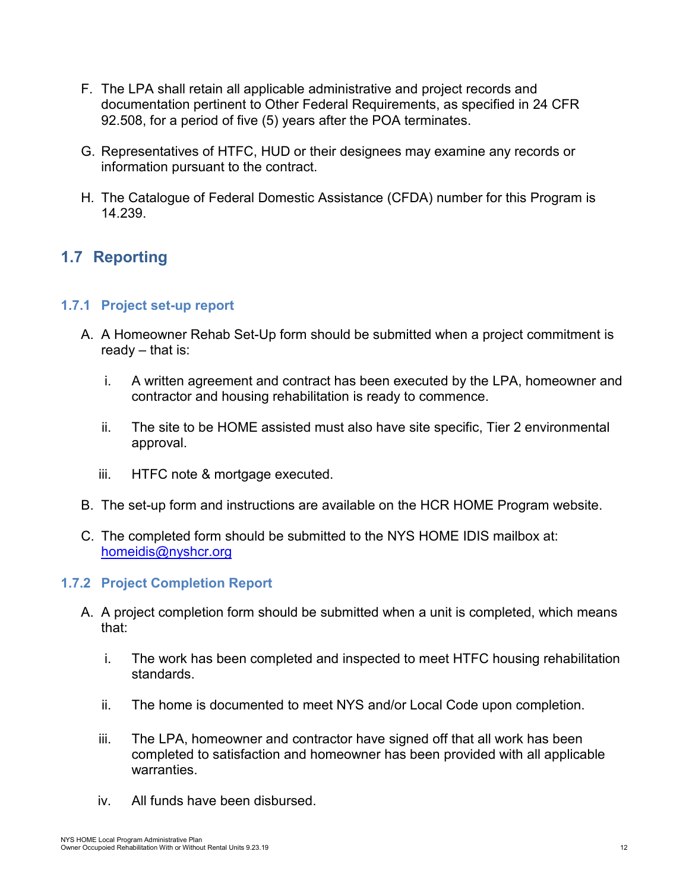F. The LPA shall retain all applicable administrative and project records and documentation pertinent to Other Federal Requirements, as specified in 24 CFR 92.508, for a period of five (5) years after the POA terminates.

G. Representatives of HTFC, HUD or their designees may examine any records or information pursuant to the contract.

H. The Catalogue of Federal Domestic Assistance (CFDA) number for this Program is 14.239.

## 1.7 Reporting

### 1.7.1 Project set-up report

A. A Homeowner Rehab Set-Up form should be submitted when a project commitment is ready – that is:

   i. A written agreement and contract has been executed by the LPA, homeowner and contractor and housing rehabilitation is ready to commence.

   ii. The site to be HOME assisted must also have site specific, Tier 2 environmental approval.

   iii. HTFC note & mortgage executed.

B. The set-up form and instructions are available on the HCR HOME Program website.

C. The completed form should be submitted to the NYS HOME IDIS mailbox at: homeidis@nyshcr.org

### 1.7.2 Project Completion Report

A. A project completion form should be submitted when a unit is completed, which means that:

   i. The work has been completed and inspected to meet HTFC housing rehabilitation standards.

   ii. The home is documented to meet NYS and/or Local Code upon completion.

   iii. The LPA, homeowner and contractor have signed off that all work has been completed to satisfaction and homeowner has been provided with all applicable warranties.

   iv. All funds have been disbursed.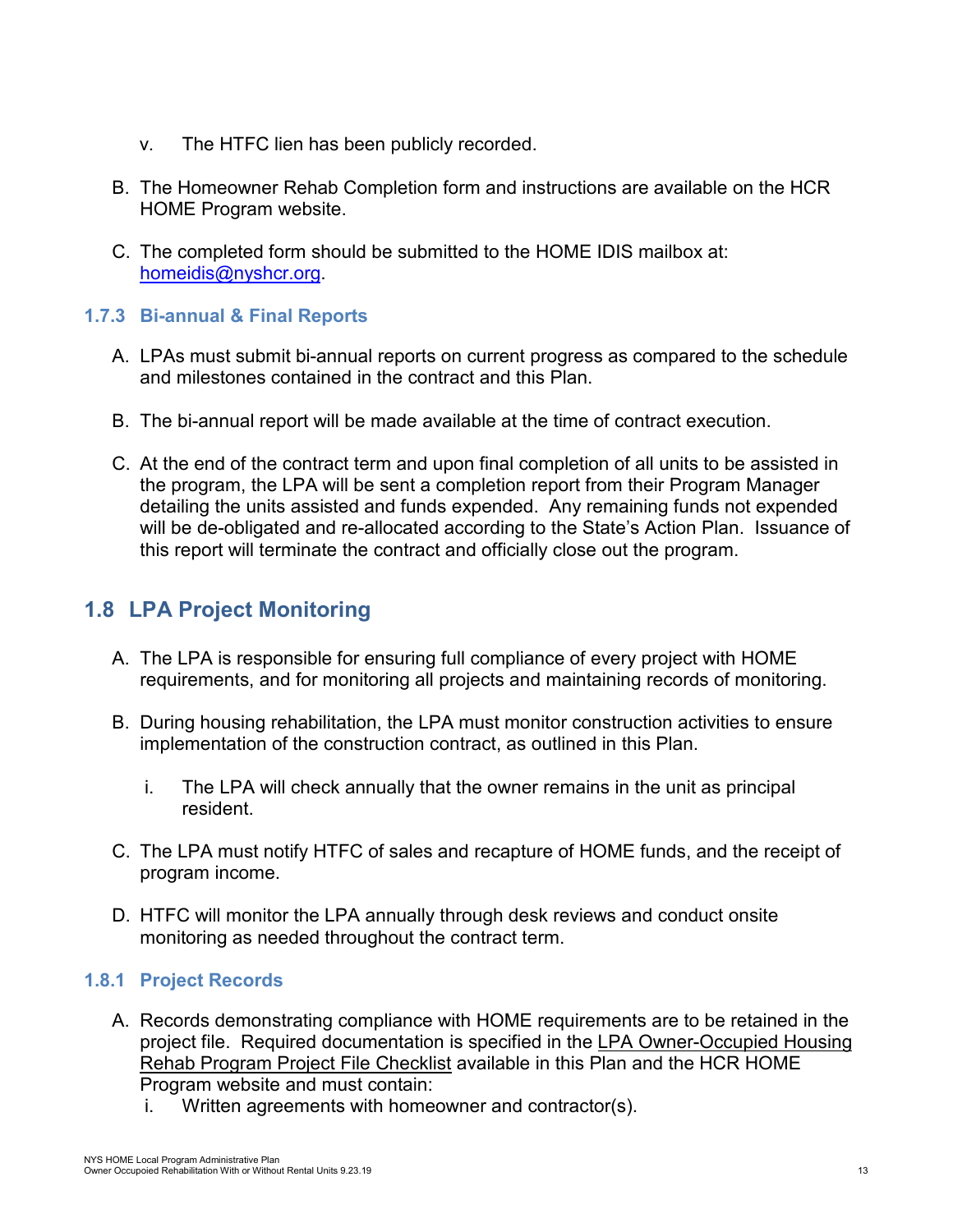v. The HTFC lien has been publicly recorded.

B. The Homeowner Rehab Completion form and instructions are available on the HCR HOME Program website.

C. The completed form should be submitted to the HOME IDIS mailbox at: homeidis@nyshcr.org.

### 1.7.3 Bi-annual & Final Reports

A. LPAs must submit bi-annual reports on current progress as compared to the schedule and milestones contained in the contract and this Plan.

B. The bi-annual report will be made available at the time of contract execution.

C. At the end of the contract term and upon final completion of all units to be assisted in the program, the LPA will be sent a completion report from their Program Manager detailing the units assisted and funds expended. Any remaining funds not expended will be de-obligated and re-allocated according to the State's Action Plan. Issuance of this report will terminate the contract and officially close out the program.

## 1.8 LPA Project Monitoring

A. The LPA is responsible for ensuring full compliance of every project with HOME requirements, and for monitoring all projects and maintaining records of monitoring.

B. During housing rehabilitation, the LPA must monitor construction activities to ensure implementation of the construction contract, as outlined in this Plan.

   i. The LPA will check annually that the owner remains in the unit as principal resident.

C. The LPA must notify HTFC of sales and recapture of HOME funds, and the receipt of program income.

D. HTFC will monitor the LPA annually through desk reviews and conduct onsite monitoring as needed throughout the contract term.

### 1.8.1 Project Records

A. Records demonstrating compliance with HOME requirements are to be retained in the project file. Required documentation is specified in the LPA Owner-Occupied Housing Rehab Program Project File Checklist available in this Plan and the HCR HOME Program website and must contain:
   i. Written agreements with homeowner and contractor(s).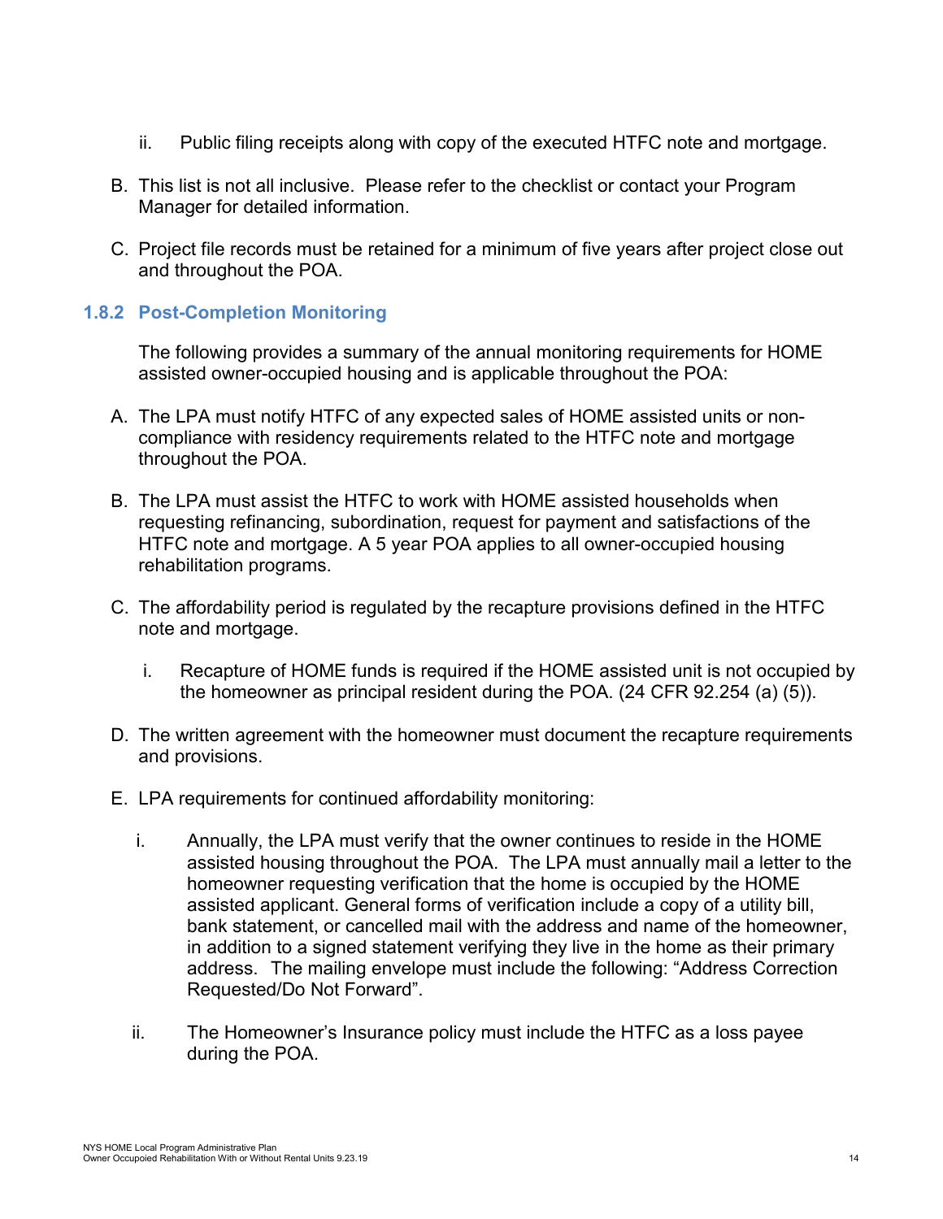ii. Public filing receipts along with copy of the executed HTFC note and mortgage.

B. This list is not all inclusive. Please refer to the checklist or contact your Program Manager for detailed information.

C. Project file records must be retained for a minimum of five years after project close out and throughout the POA.

### 1.8.2 Post-Completion Monitoring

The following provides a summary of the annual monitoring requirements for HOME assisted owner-occupied housing and is applicable throughout the POA:

A. The LPA must notify HTFC of any expected sales of HOME assisted units or non-compliance with residency requirements related to the HTFC note and mortgage throughout the POA.

B. The LPA must assist the HTFC to work with HOME assisted households when requesting refinancing, subordination, request for payment and satisfactions of the HTFC note and mortgage. A 5 year POA applies to all owner-occupied housing rehabilitation programs.

C. The affordability period is regulated by the recapture provisions defined in the HTFC note and mortgage.

   i. Recapture of HOME funds is required if the HOME assisted unit is not occupied by the homeowner as principal resident during the POA. (24 CFR 92.254 (a) (5)).

D. The written agreement with the homeowner must document the recapture requirements and provisions.

E. LPA requirements for continued affordability monitoring:

   i. Annually, the LPA must verify that the owner continues to reside in the HOME assisted housing throughout the POA. The LPA must annually mail a letter to the homeowner requesting verification that the home is occupied by the HOME assisted applicant. General forms of verification include a copy of a utility bill, bank statement, or cancelled mail with the address and name of the homeowner, in addition to a signed statement verifying they live in the home as their primary address. The mailing envelope must include the following: "Address Correction Requested/Do Not Forward".

   ii. The Homeowner's Insurance policy must include the HTFC as a loss payee during the POA.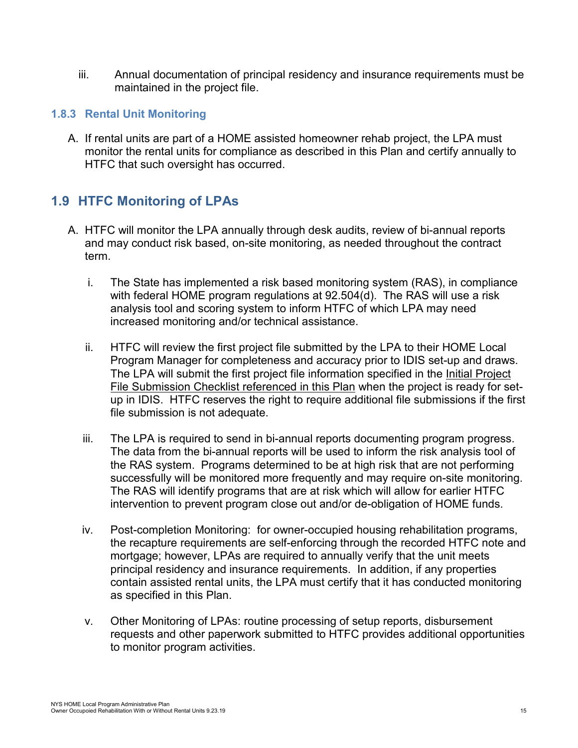iii. Annual documentation of principal residency and insurance requirements must be maintained in the project file.

### 1.8.3 Rental Unit Monitoring

A. If rental units are part of a HOME assisted homeowner rehab project, the LPA must monitor the rental units for compliance as described in this Plan and certify annually to HTFC that such oversight has occurred.

## 1.9 HTFC Monitoring of LPAs

A. HTFC will monitor the LPA annually through desk audits, review of bi-annual reports and may conduct risk based, on-site monitoring, as needed throughout the contract term.

i. The State has implemented a risk based monitoring system (RAS), in compliance with federal HOME program regulations at 92.504(d). The RAS will use a risk analysis tool and scoring system to inform HTFC of which LPA may need increased monitoring and/or technical assistance.

ii. HTFC will review the first project file submitted by the LPA to their HOME Local Program Manager for completeness and accuracy prior to IDIS set-up and draws. The LPA will submit the first project file information specified in the Initial Project File Submission Checklist referenced in this Plan when the project is ready for set-up in IDIS. HTFC reserves the right to require additional file submissions if the first file submission is not adequate.

iii. The LPA is required to send in bi-annual reports documenting program progress. The data from the bi-annual reports will be used to inform the risk analysis tool of the RAS system. Programs determined to be at high risk that are not performing successfully will be monitored more frequently and may require on-site monitoring. The RAS will identify programs that are at risk which will allow for earlier HTFC intervention to prevent program close out and/or de-obligation of HOME funds.

iv. Post-completion Monitoring: for owner-occupied housing rehabilitation programs, the recapture requirements are self-enforcing through the recorded HTFC note and mortgage; however, LPAs are required to annually verify that the unit meets principal residency and insurance requirements. In addition, if any properties contain assisted rental units, the LPA must certify that it has conducted monitoring as specified in this Plan.

v. Other Monitoring of LPAs: routine processing of setup reports, disbursement requests and other paperwork submitted to HTFC provides additional opportunities to monitor program activities.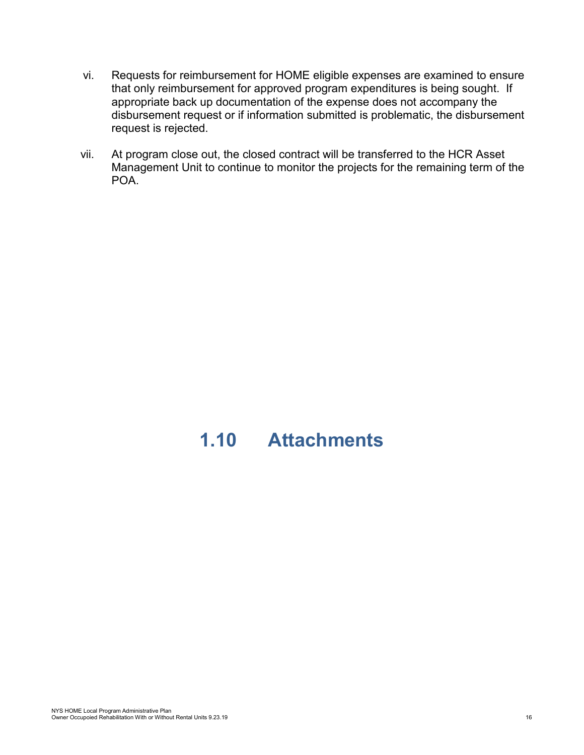vi. Requests for reimbursement for HOME eligible expenses are examined to ensure that only reimbursement for approved program expenditures is being sought. If appropriate back up documentation of the expense does not accompany the disbursement request or if information submitted is problematic, the disbursement request is rejected.

vii. At program close out, the closed contract will be transferred to the HCR Asset Management Unit to continue to monitor the projects for the remaining term of the POA.

# 1.10 Attachments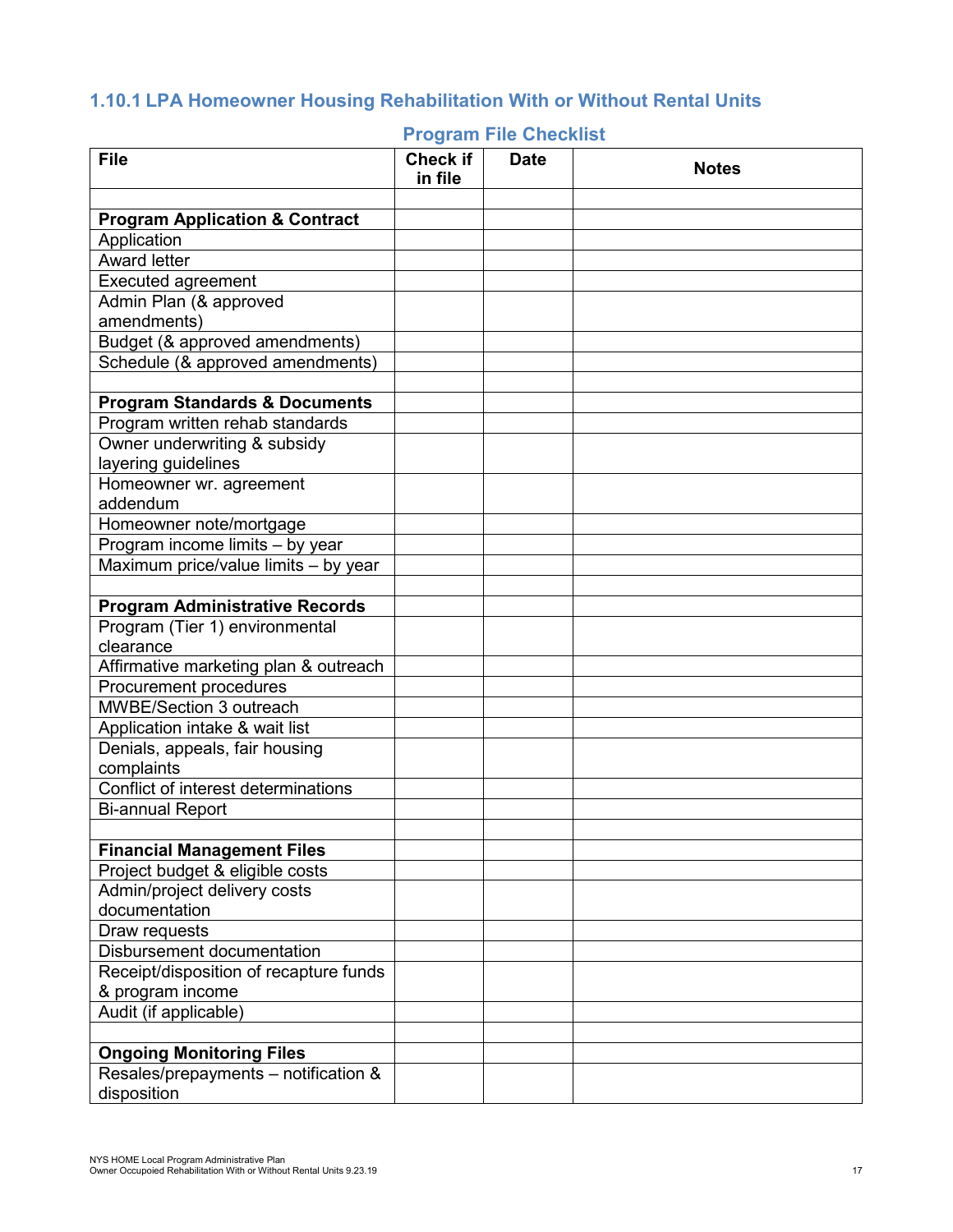### 1.10.1 LPA Homeowner Housing Rehabilitation With or Without Rental Units

**Program File Checklist**

| File | Check if in file | Date | Notes |
|---|---|---|---|
| | | | |
| **Program Application & Contract** | | | |
| Application | | | |
| Award letter | | | |
| Executed agreement | | | |
| Admin Plan (& approved amendments) | | | |
| Budget (& approved amendments) | | | |
| Schedule (& approved amendments) | | | |
| | | | |
| **Program Standards & Documents** | | | |
| Program written rehab standards | | | |
| Owner underwriting & subsidy layering guidelines | | | |
| Homeowner wr. agreement addendum | | | |
| Homeowner note/mortgage | | | |
| Program income limits – by year | | | |
| Maximum price/value limits – by year | | | |
| | | | |
| **Program Administrative Records** | | | |
| Program (Tier 1) environmental clearance | | | |
| Affirmative marketing plan & outreach | | | |
| Procurement procedures | | | |
| MWBE/Section 3 outreach | | | |
| Application intake & wait list | | | |
| Denials, appeals, fair housing complaints | | | |
| Conflict of interest determinations | | | |
| Bi-annual Report | | | |
| | | | |
| **Financial Management Files** | | | |
| Project budget & eligible costs | | | |
| Admin/project delivery costs documentation | | | |
| Draw requests | | | |
| Disbursement documentation | | | |
| Receipt/disposition of recapture funds & program income | | | |
| Audit (if applicable) | | | |
| | | | |
| **Ongoing Monitoring Files** | | | |
| Resales/prepayments – notification & disposition | | | |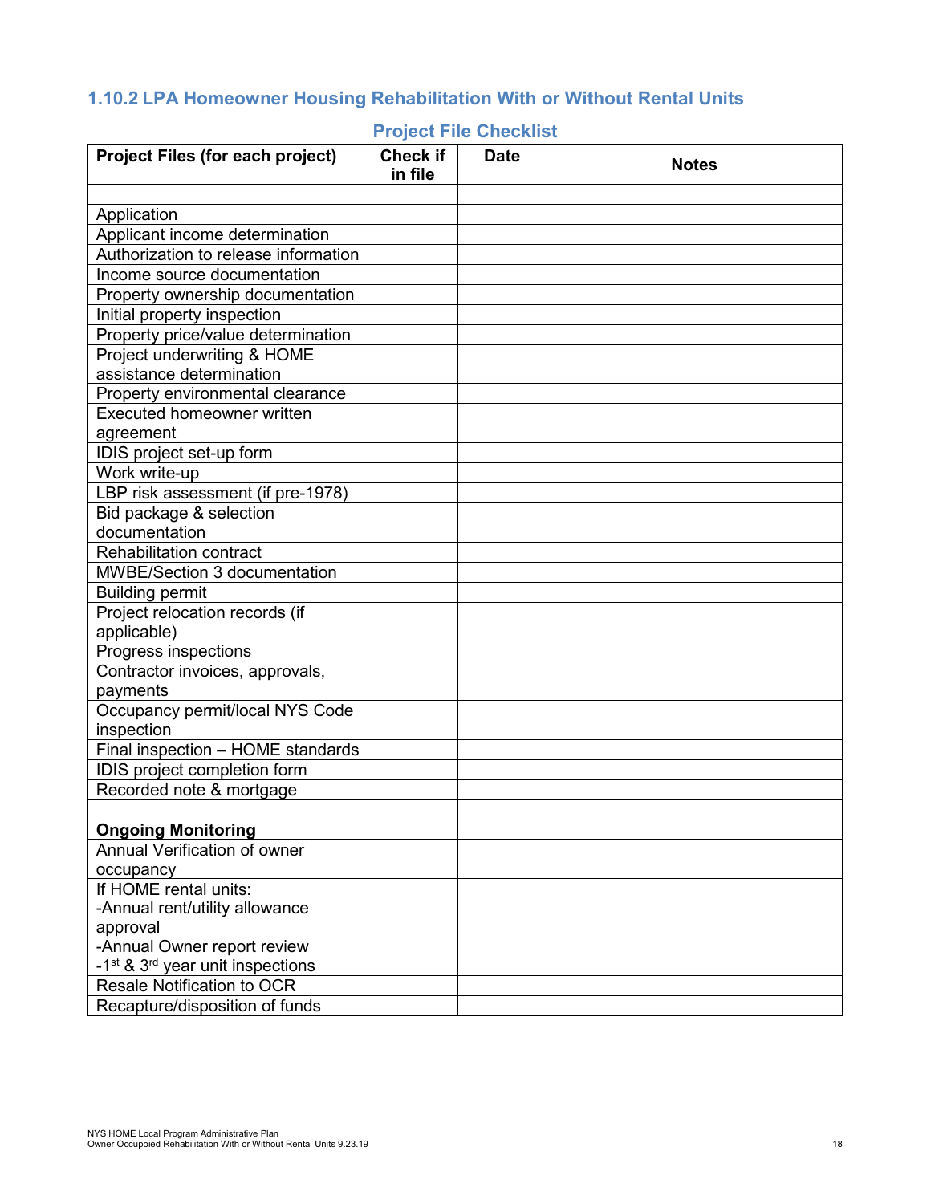### 1.10.2 LPA Homeowner Housing Rehabilitation With or Without Rental Units

**Project File Checklist**

| Project Files (for each project) | Check if in file | Date | Notes |
|---|---|---|---|
| | | | |
| Application | | | |
| Applicant income determination | | | |
| Authorization to release information | | | |
| Income source documentation | | | |
| Property ownership documentation | | | |
| Initial property inspection | | | |
| Property price/value determination | | | |
| Project underwriting & HOME assistance determination | | | |
| Property environmental clearance | | | |
| Executed homeowner written agreement | | | |
| IDIS project set-up form | | | |
| Work write-up | | | |
| LBP risk assessment (if pre-1978) | | | |
| Bid package & selection documentation | | | |
| Rehabilitation contract | | | |
| MWBE/Section 3 documentation | | | |
| Building permit | | | |
| Project relocation records (if applicable) | | | |
| Progress inspections | | | |
| Contractor invoices, approvals, payments | | | |
| Occupancy permit/local NYS Code inspection | | | |
| Final inspection – HOME standards | | | |
| IDIS project completion form | | | |
| Recorded note & mortgage | | | |
| | | | |
| **Ongoing Monitoring** | | | |
| Annual Verification of owner occupancy | | | |
| If HOME rental units:<br>-Annual rent/utility allowance approval<br>-Annual Owner report review<br>-1st & 3rd year unit inspections | | | |
| Resale Notification to OCR | | | |
| Recapture/disposition of funds | | | |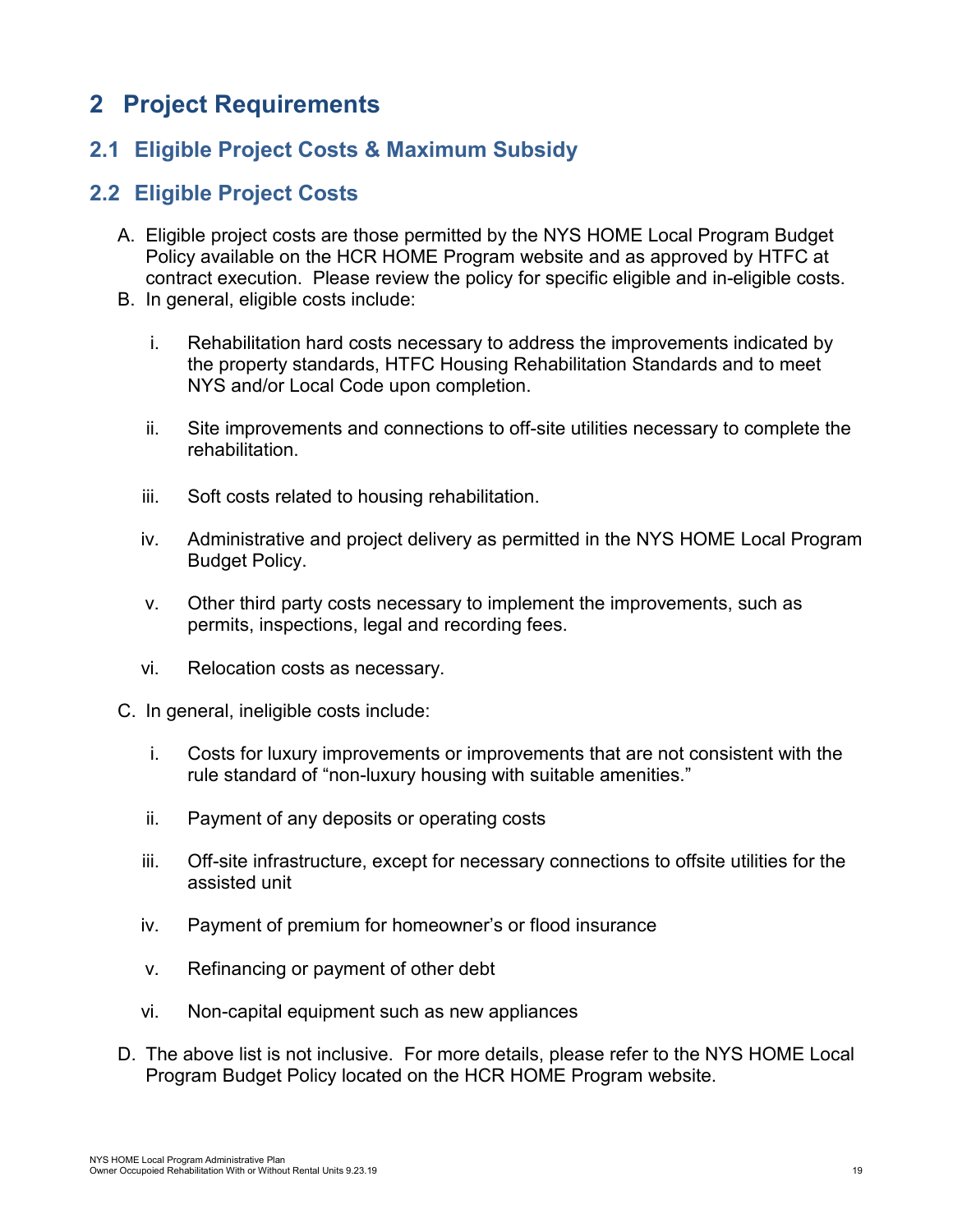# 2 Project Requirements

## 2.1 Eligible Project Costs & Maximum Subsidy

## 2.2 Eligible Project Costs

A. Eligible project costs are those permitted by the NYS HOME Local Program Budget Policy available on the HCR HOME Program website and as approved by HTFC at contract execution. Please review the policy for specific eligible and in-eligible costs.

B. In general, eligible costs include:

   i. Rehabilitation hard costs necessary to address the improvements indicated by the property standards, HTFC Housing Rehabilitation Standards and to meet NYS and/or Local Code upon completion.

   ii. Site improvements and connections to off-site utilities necessary to complete the rehabilitation.

   iii. Soft costs related to housing rehabilitation.

   iv. Administrative and project delivery as permitted in the NYS HOME Local Program Budget Policy.

   v. Other third party costs necessary to implement the improvements, such as permits, inspections, legal and recording fees.

   vi. Relocation costs as necessary.

C. In general, ineligible costs include:

   i. Costs for luxury improvements or improvements that are not consistent with the rule standard of "non-luxury housing with suitable amenities."

   ii. Payment of any deposits or operating costs

   iii. Off-site infrastructure, except for necessary connections to offsite utilities for the assisted unit

   iv. Payment of premium for homeowner's or flood insurance

   v. Refinancing or payment of other debt

   vi. Non-capital equipment such as new appliances

D. The above list is not inclusive. For more details, please refer to the NYS HOME Local Program Budget Policy located on the HCR HOME Program website.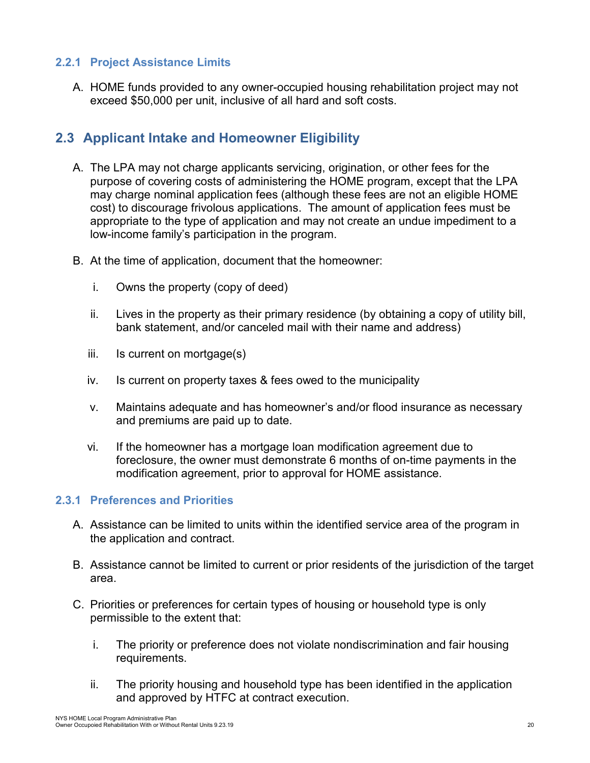### 2.2.1 Project Assistance Limits

A. HOME funds provided to any owner-occupied housing rehabilitation project may not exceed $50,000 per unit, inclusive of all hard and soft costs.

## 2.3 Applicant Intake and Homeowner Eligibility

A. The LPA may not charge applicants servicing, origination, or other fees for the purpose of covering costs of administering the HOME program, except that the LPA may charge nominal application fees (although these fees are not an eligible HOME cost) to discourage frivolous applications. The amount of application fees must be appropriate to the type of application and may not create an undue impediment to a low-income family's participation in the program.

B. At the time of application, document that the homeowner:

   i. Owns the property (copy of deed)

   ii. Lives in the property as their primary residence (by obtaining a copy of utility bill, bank statement, and/or canceled mail with their name and address)

   iii. Is current on mortgage(s)

   iv. Is current on property taxes & fees owed to the municipality

   v. Maintains adequate and has homeowner's and/or flood insurance as necessary and premiums are paid up to date.

   vi. If the homeowner has a mortgage loan modification agreement due to foreclosure, the owner must demonstrate 6 months of on-time payments in the modification agreement, prior to approval for HOME assistance.

### 2.3.1 Preferences and Priorities

A. Assistance can be limited to units within the identified service area of the program in the application and contract.

B. Assistance cannot be limited to current or prior residents of the jurisdiction of the target area.

C. Priorities or preferences for certain types of housing or household type is only permissible to the extent that:

   i. The priority or preference does not violate nondiscrimination and fair housing requirements.

   ii. The priority housing and household type has been identified in the application and approved by HTFC at contract execution.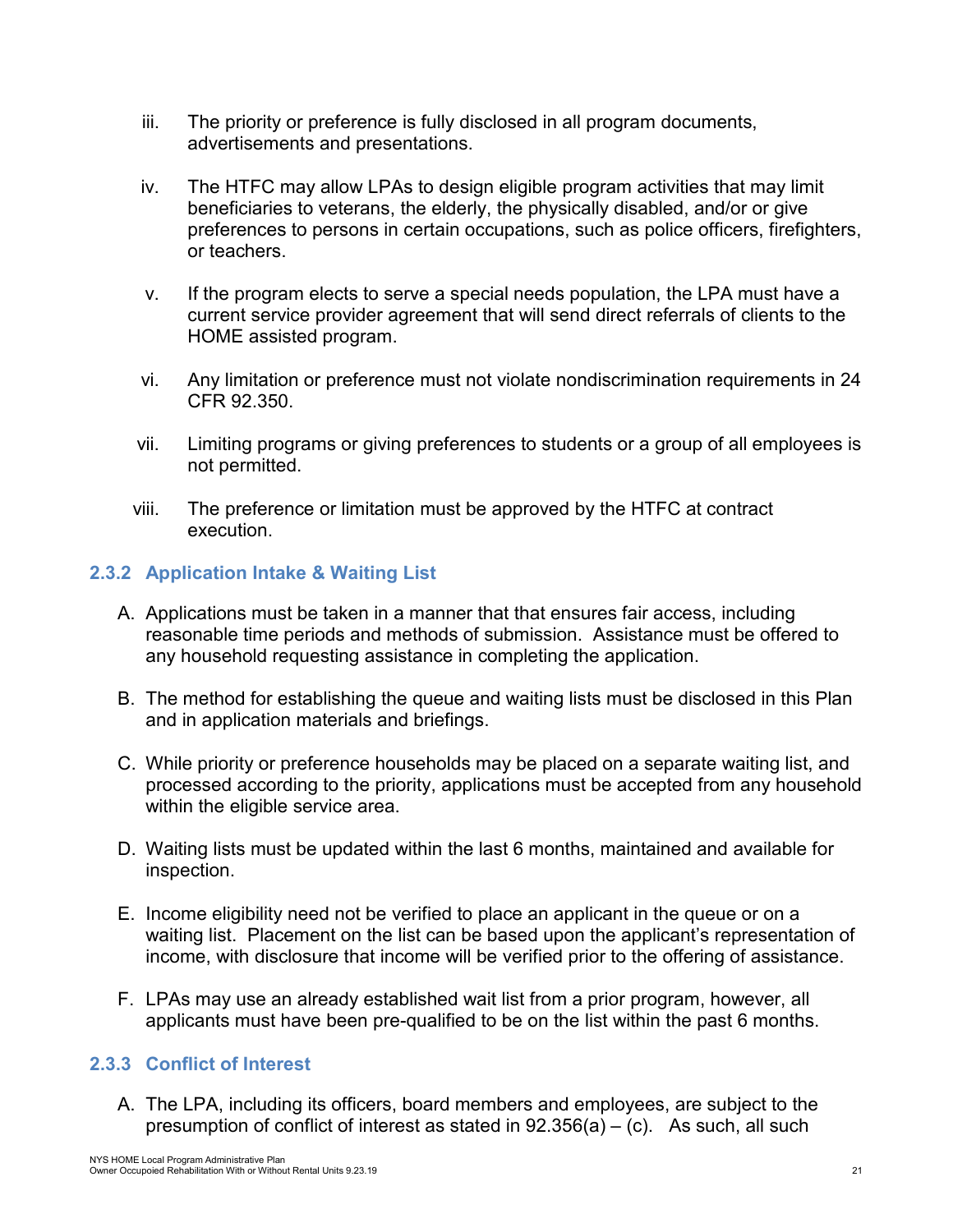iii. The priority or preference is fully disclosed in all program documents, advertisements and presentations.

iv. The HTFC may allow LPAs to design eligible program activities that may limit beneficiaries to veterans, the elderly, the physically disabled, and/or or give preferences to persons in certain occupations, such as police officers, firefighters, or teachers.

v. If the program elects to serve a special needs population, the LPA must have a current service provider agreement that will send direct referrals of clients to the HOME assisted program.

vi. Any limitation or preference must not violate nondiscrimination requirements in 24 CFR 92.350.

vii. Limiting programs or giving preferences to students or a group of all employees is not permitted.

viii. The preference or limitation must be approved by the HTFC at contract execution.

### 2.3.2 Application Intake & Waiting List

A. Applications must be taken in a manner that that ensures fair access, including reasonable time periods and methods of submission. Assistance must be offered to any household requesting assistance in completing the application.

B. The method for establishing the queue and waiting lists must be disclosed in this Plan and in application materials and briefings.

C. While priority or preference households may be placed on a separate waiting list, and processed according to the priority, applications must be accepted from any household within the eligible service area.

D. Waiting lists must be updated within the last 6 months, maintained and available for inspection.

E. Income eligibility need not be verified to place an applicant in the queue or on a waiting list. Placement on the list can be based upon the applicant's representation of income, with disclosure that income will be verified prior to the offering of assistance.

F. LPAs may use an already established wait list from a prior program, however, all applicants must have been pre-qualified to be on the list within the past 6 months.

### 2.3.3 Conflict of Interest

A. The LPA, including its officers, board members and employees, are subject to the presumption of conflict of interest as stated in 92.356(a) – (c). As such, all such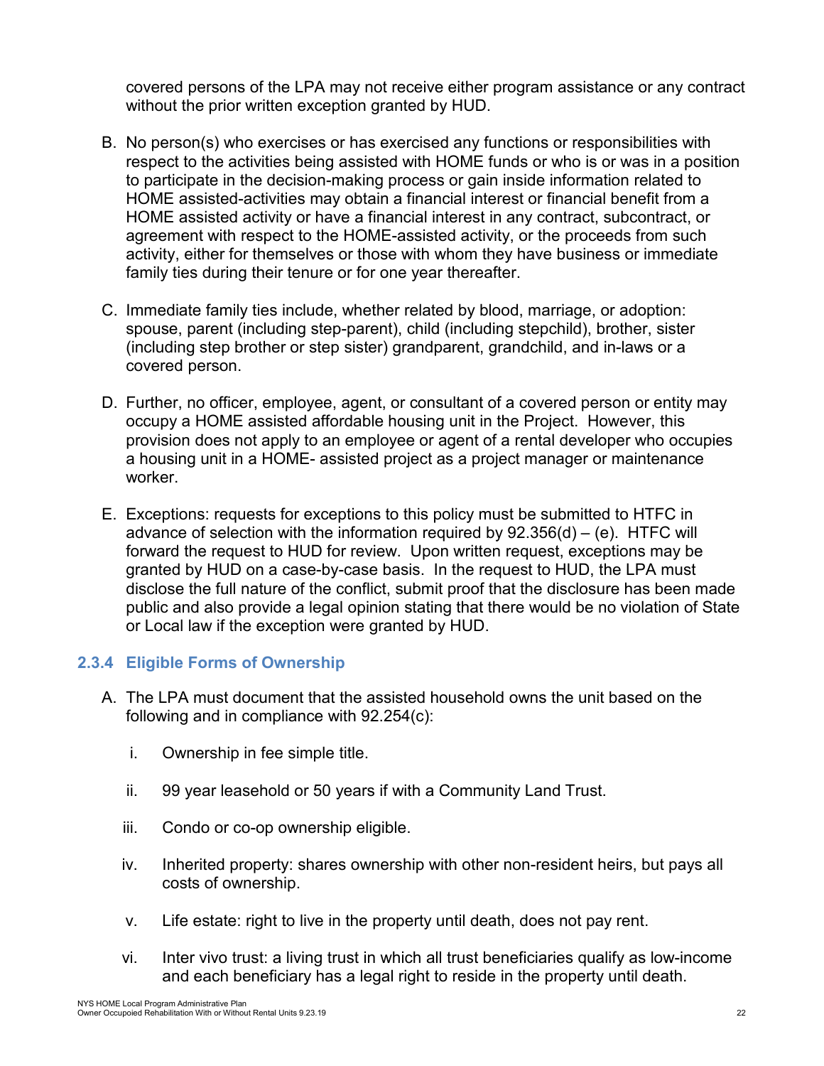covered persons of the LPA may not receive either program assistance or any contract without the prior written exception granted by HUD.

B. No person(s) who exercises or has exercised any functions or responsibilities with respect to the activities being assisted with HOME funds or who is or was in a position to participate in the decision-making process or gain inside information related to HOME assisted-activities may obtain a financial interest or financial benefit from a HOME assisted activity or have a financial interest in any contract, subcontract, or agreement with respect to the HOME-assisted activity, or the proceeds from such activity, either for themselves or those with whom they have business or immediate family ties during their tenure or for one year thereafter.

C. Immediate family ties include, whether related by blood, marriage, or adoption: spouse, parent (including step-parent), child (including stepchild), brother, sister (including step brother or step sister) grandparent, grandchild, and in-laws or a covered person.

D. Further, no officer, employee, agent, or consultant of a covered person or entity may occupy a HOME assisted affordable housing unit in the Project. However, this provision does not apply to an employee or agent of a rental developer who occupies a housing unit in a HOME- assisted project as a project manager or maintenance worker.

E. Exceptions: requests for exceptions to this policy must be submitted to HTFC in advance of selection with the information required by 92.356(d) – (e). HTFC will forward the request to HUD for review. Upon written request, exceptions may be granted by HUD on a case-by-case basis. In the request to HUD, the LPA must disclose the full nature of the conflict, submit proof that the disclosure has been made public and also provide a legal opinion stating that there would be no violation of State or Local law if the exception were granted by HUD.

### 2.3.4 Eligible Forms of Ownership

A. The LPA must document that the assisted household owns the unit based on the following and in compliance with 92.254(c):

   i. Ownership in fee simple title.

   ii. 99 year leasehold or 50 years if with a Community Land Trust.

   iii. Condo or co-op ownership eligible.

   iv. Inherited property: shares ownership with other non-resident heirs, but pays all costs of ownership.

   v. Life estate: right to live in the property until death, does not pay rent.

   vi. Inter vivo trust: a living trust in which all trust beneficiaries qualify as low-income and each beneficiary has a legal right to reside in the property until death.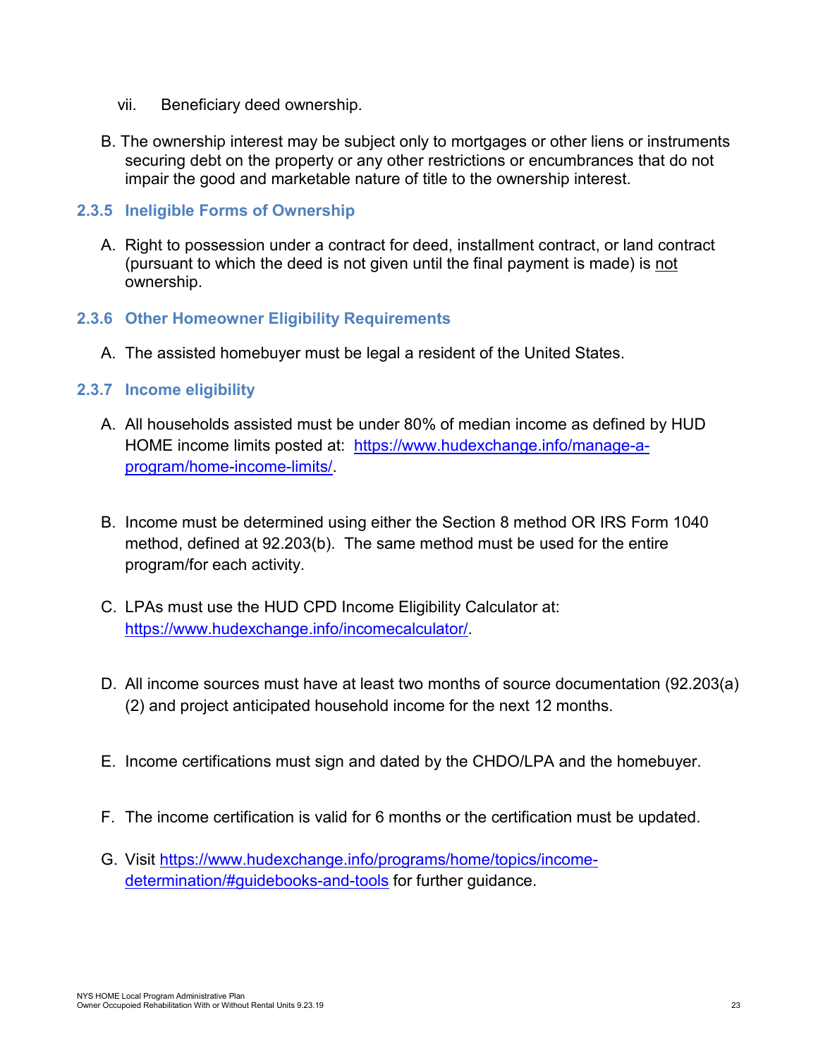vii. Beneficiary deed ownership.

B. The ownership interest may be subject only to mortgages or other liens or instruments securing debt on the property or any other restrictions or encumbrances that do not impair the good and marketable nature of title to the ownership interest.

### 2.3.5 Ineligible Forms of Ownership

A. Right to possession under a contract for deed, installment contract, or land contract (pursuant to which the deed is not given until the final payment is made) is not ownership.

### 2.3.6 Other Homeowner Eligibility Requirements

A. The assisted homebuyer must be legal a resident of the United States.

### 2.3.7 Income eligibility

A. All households assisted must be under 80% of median income as defined by HUD HOME income limits posted at: [https://www.hudexchange.info/manage-a-program/home-income-limits/](https://www.hudexchange.info/manage-a-program/home-income-limits/).

B. Income must be determined using either the Section 8 method OR IRS Form 1040 method, defined at 92.203(b). The same method must be used for the entire program/for each activity.

C. LPAs must use the HUD CPD Income Eligibility Calculator at: [https://www.hudexchange.info/incomecalculator/](https://www.hudexchange.info/incomecalculator/).

D. All income sources must have at least two months of source documentation (92.203(a)(2) and project anticipated household income for the next 12 months.

E. Income certifications must sign and dated by the CHDO/LPA and the homebuyer.

F. The income certification is valid for 6 months or the certification must be updated.

G. Visit [https://www.hudexchange.info/programs/home/topics/income-determination/#guidebooks-and-tools](https://www.hudexchange.info/programs/home/topics/income-determination/#guidebooks-and-tools) for further guidance.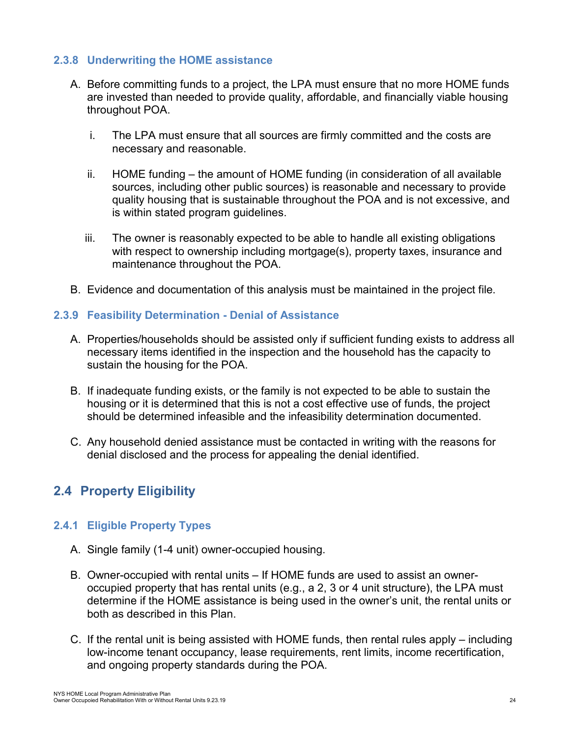### 2.3.8 Underwriting the HOME assistance

A. Before committing funds to a project, the LPA must ensure that no more HOME funds are invested than needed to provide quality, affordable, and financially viable housing throughout POA.

  i. The LPA must ensure that all sources are firmly committed and the costs are necessary and reasonable.

  ii. HOME funding – the amount of HOME funding (in consideration of all available sources, including other public sources) is reasonable and necessary to provide quality housing that is sustainable throughout the POA and is not excessive, and is within stated program guidelines.

  iii. The owner is reasonably expected to be able to handle all existing obligations with respect to ownership including mortgage(s), property taxes, insurance and maintenance throughout the POA.

B. Evidence and documentation of this analysis must be maintained in the project file.

### 2.3.9 Feasibility Determination - Denial of Assistance

A. Properties/households should be assisted only if sufficient funding exists to address all necessary items identified in the inspection and the household has the capacity to sustain the housing for the POA.

B. If inadequate funding exists, or the family is not expected to be able to sustain the housing or it is determined that this is not a cost effective use of funds, the project should be determined infeasible and the infeasibility determination documented.

C. Any household denied assistance must be contacted in writing with the reasons for denial disclosed and the process for appealing the denial identified.

## 2.4 Property Eligibility

### 2.4.1 Eligible Property Types

A. Single family (1-4 unit) owner-occupied housing.

B. Owner-occupied with rental units – If HOME funds are used to assist an owner-occupied property that has rental units (e.g., a 2, 3 or 4 unit structure), the LPA must determine if the HOME assistance is being used in the owner's unit, the rental units or both as described in this Plan.

C. If the rental unit is being assisted with HOME funds, then rental rules apply – including low-income tenant occupancy, lease requirements, rent limits, income recertification, and ongoing property standards during the POA.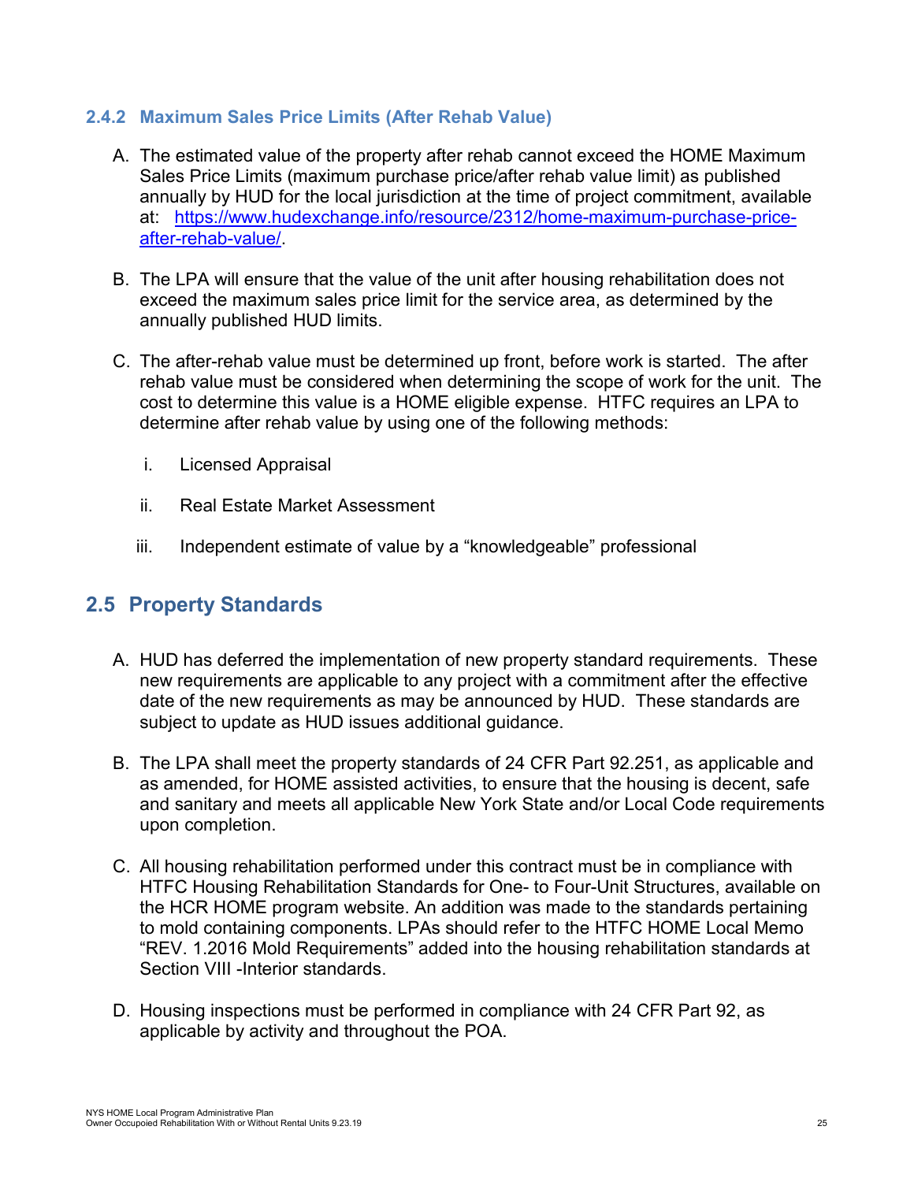### 2.4.2 Maximum Sales Price Limits (After Rehab Value)

A. The estimated value of the property after rehab cannot exceed the HOME Maximum Sales Price Limits (maximum purchase price/after rehab value limit) as published annually by HUD for the local jurisdiction at the time of project commitment, available at: [https://www.hudexchange.info/resource/2312/home-maximum-purchase-price-after-rehab-value/](https://www.hudexchange.info/resource/2312/home-maximum-purchase-price-after-rehab-value/).

B. The LPA will ensure that the value of the unit after housing rehabilitation does not exceed the maximum sales price limit for the service area, as determined by the annually published HUD limits.

C. The after-rehab value must be determined up front, before work is started. The after rehab value must be considered when determining the scope of work for the unit. The cost to determine this value is a HOME eligible expense. HTFC requires an LPA to determine after rehab value by using one of the following methods:

   i. Licensed Appraisal

   ii. Real Estate Market Assessment

   iii. Independent estimate of value by a "knowledgeable" professional

## 2.5 Property Standards

A. HUD has deferred the implementation of new property standard requirements. These new requirements are applicable to any project with a commitment after the effective date of the new requirements as may be announced by HUD. These standards are subject to update as HUD issues additional guidance.

B. The LPA shall meet the property standards of 24 CFR Part 92.251, as applicable and as amended, for HOME assisted activities, to ensure that the housing is decent, safe and sanitary and meets all applicable New York State and/or Local Code requirements upon completion.

C. All housing rehabilitation performed under this contract must be in compliance with HTFC Housing Rehabilitation Standards for One- to Four-Unit Structures, available on the HCR HOME program website. An addition was made to the standards pertaining to mold containing components. LPAs should refer to the HTFC HOME Local Memo "REV. 1.2016 Mold Requirements" added into the housing rehabilitation standards at Section VIII -Interior standards.

D. Housing inspections must be performed in compliance with 24 CFR Part 92, as applicable by activity and throughout the POA.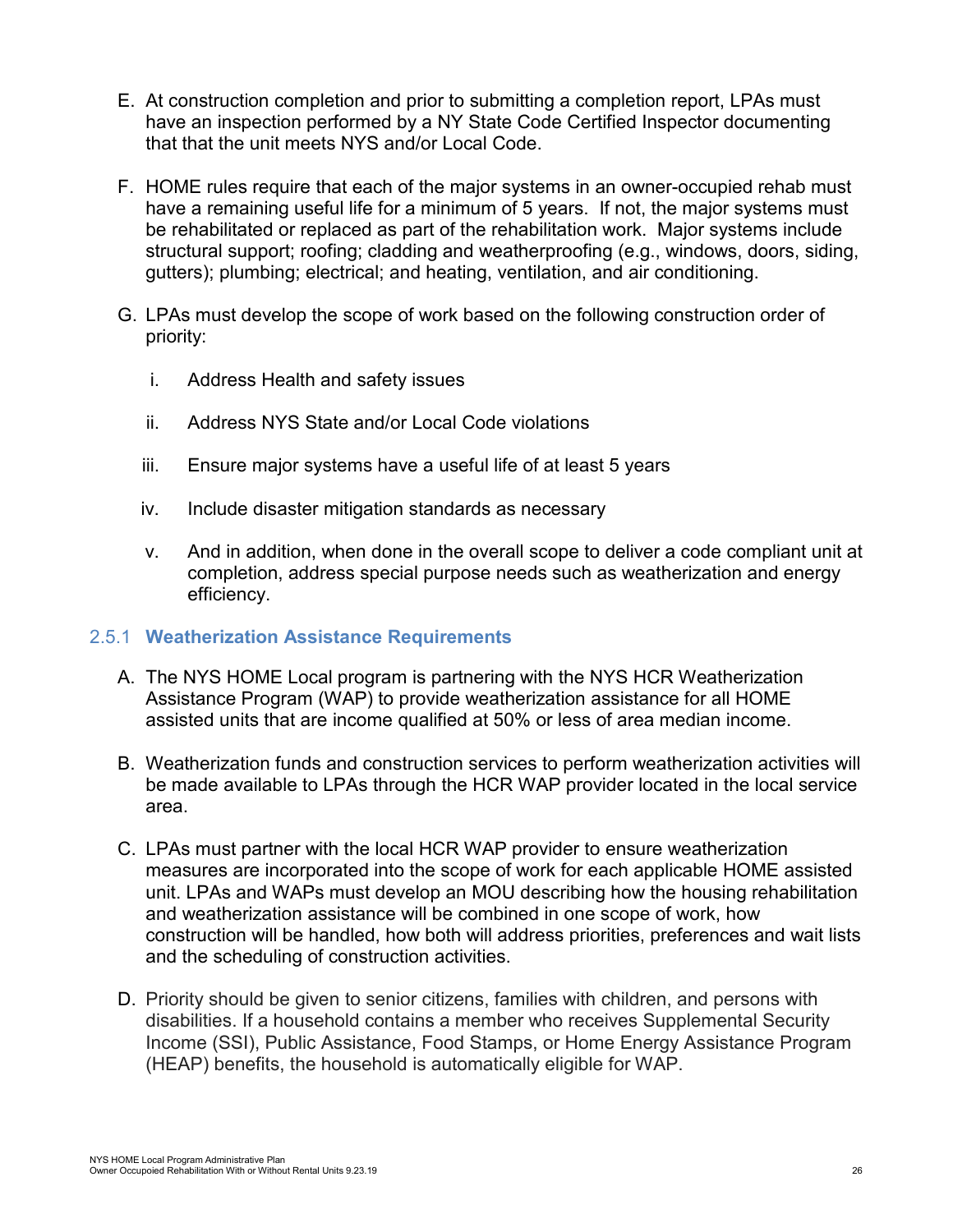E. At construction completion and prior to submitting a completion report, LPAs must have an inspection performed by a NY State Code Certified Inspector documenting that that the unit meets NYS and/or Local Code.

F. HOME rules require that each of the major systems in an owner-occupied rehab must have a remaining useful life for a minimum of 5 years. If not, the major systems must be rehabilitated or replaced as part of the rehabilitation work. Major systems include structural support; roofing; cladding and weatherproofing (e.g., windows, doors, siding, gutters); plumbing; electrical; and heating, ventilation, and air conditioning.

G. LPAs must develop the scope of work based on the following construction order of priority:

   i. Address Health and safety issues

   ii. Address NYS State and/or Local Code violations

   iii. Ensure major systems have a useful life of at least 5 years

   iv. Include disaster mitigation standards as necessary

   v. And in addition, when done in the overall scope to deliver a code compliant unit at completion, address special purpose needs such as weatherization and energy efficiency.

### 2.5.1 Weatherization Assistance Requirements

A. The NYS HOME Local program is partnering with the NYS HCR Weatherization Assistance Program (WAP) to provide weatherization assistance for all HOME assisted units that are income qualified at 50% or less of area median income.

B. Weatherization funds and construction services to perform weatherization activities will be made available to LPAs through the HCR WAP provider located in the local service area.

C. LPAs must partner with the local HCR WAP provider to ensure weatherization measures are incorporated into the scope of work for each applicable HOME assisted unit. LPAs and WAPs must develop an MOU describing how the housing rehabilitation and weatherization assistance will be combined in one scope of work, how construction will be handled, how both will address priorities, preferences and wait lists and the scheduling of construction activities.

D. Priority should be given to senior citizens, families with children, and persons with disabilities. If a household contains a member who receives Supplemental Security Income (SSI), Public Assistance, Food Stamps, or Home Energy Assistance Program (HEAP) benefits, the household is automatically eligible for WAP.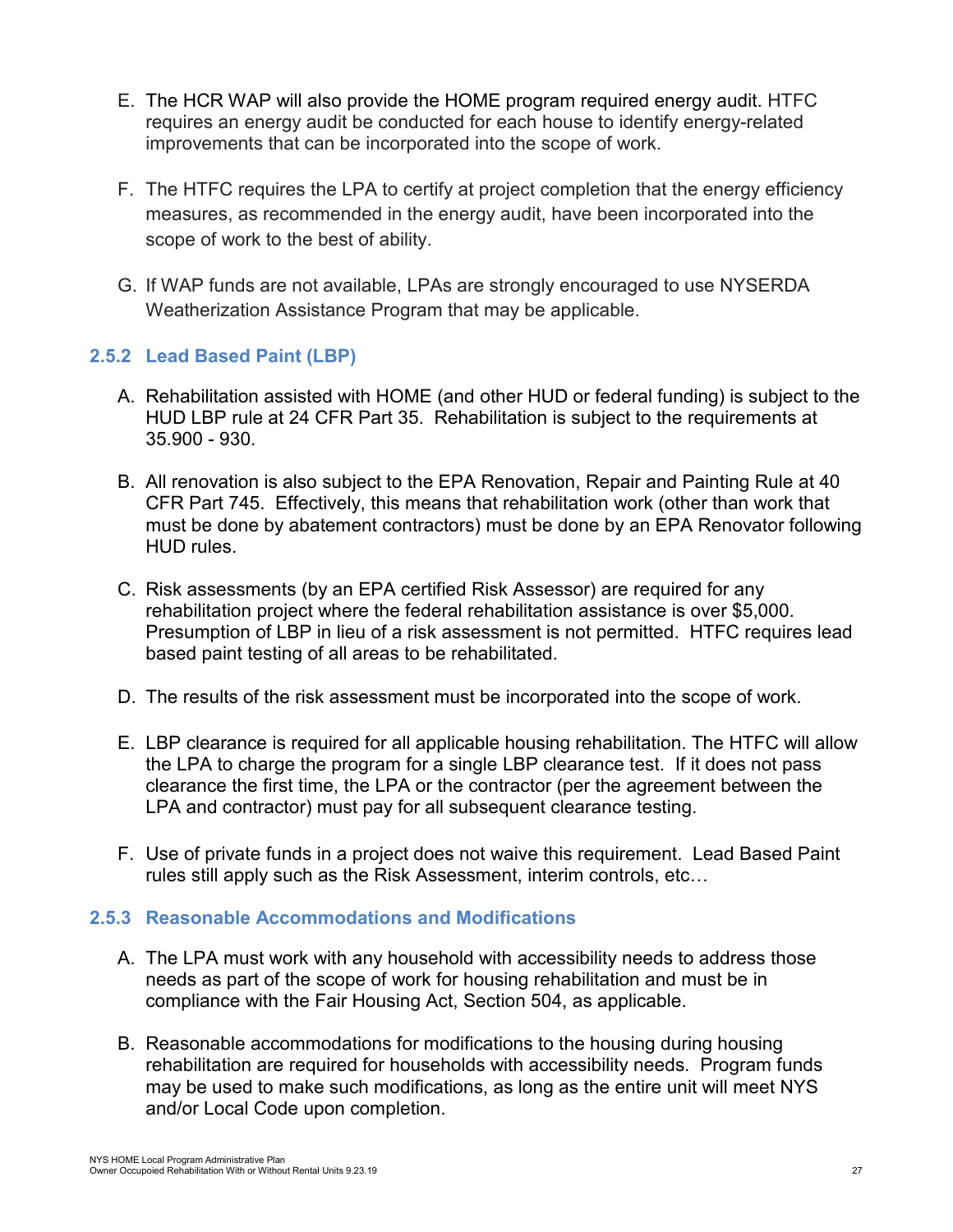E. The HCR WAP will also provide the HOME program required energy audit. HTFC requires an energy audit be conducted for each house to identify energy-related improvements that can be incorporated into the scope of work.

F. The HTFC requires the LPA to certify at project completion that the energy efficiency measures, as recommended in the energy audit, have been incorporated into the scope of work to the best of ability.

G. If WAP funds are not available, LPAs are strongly encouraged to use NYSERDA Weatherization Assistance Program that may be applicable.

### 2.5.2 Lead Based Paint (LBP)

A. Rehabilitation assisted with HOME (and other HUD or federal funding) is subject to the HUD LBP rule at 24 CFR Part 35. Rehabilitation is subject to the requirements at 35.900 - 930.

B. All renovation is also subject to the EPA Renovation, Repair and Painting Rule at 40 CFR Part 745. Effectively, this means that rehabilitation work (other than work that must be done by abatement contractors) must be done by an EPA Renovator following HUD rules.

C. Risk assessments (by an EPA certified Risk Assessor) are required for any rehabilitation project where the federal rehabilitation assistance is over $5,000. Presumption of LBP in lieu of a risk assessment is not permitted. HTFC requires lead based paint testing of all areas to be rehabilitated.

D. The results of the risk assessment must be incorporated into the scope of work.

E. LBP clearance is required for all applicable housing rehabilitation. The HTFC will allow the LPA to charge the program for a single LBP clearance test. If it does not pass clearance the first time, the LPA or the contractor (per the agreement between the LPA and contractor) must pay for all subsequent clearance testing.

F. Use of private funds in a project does not waive this requirement. Lead Based Paint rules still apply such as the Risk Assessment, interim controls, etc…

### 2.5.3 Reasonable Accommodations and Modifications

A. The LPA must work with any household with accessibility needs to address those needs as part of the scope of work for housing rehabilitation and must be in compliance with the Fair Housing Act, Section 504, as applicable.

B. Reasonable accommodations for modifications to the housing during housing rehabilitation are required for households with accessibility needs. Program funds may be used to make such modifications, as long as the entire unit will meet NYS and/or Local Code upon completion.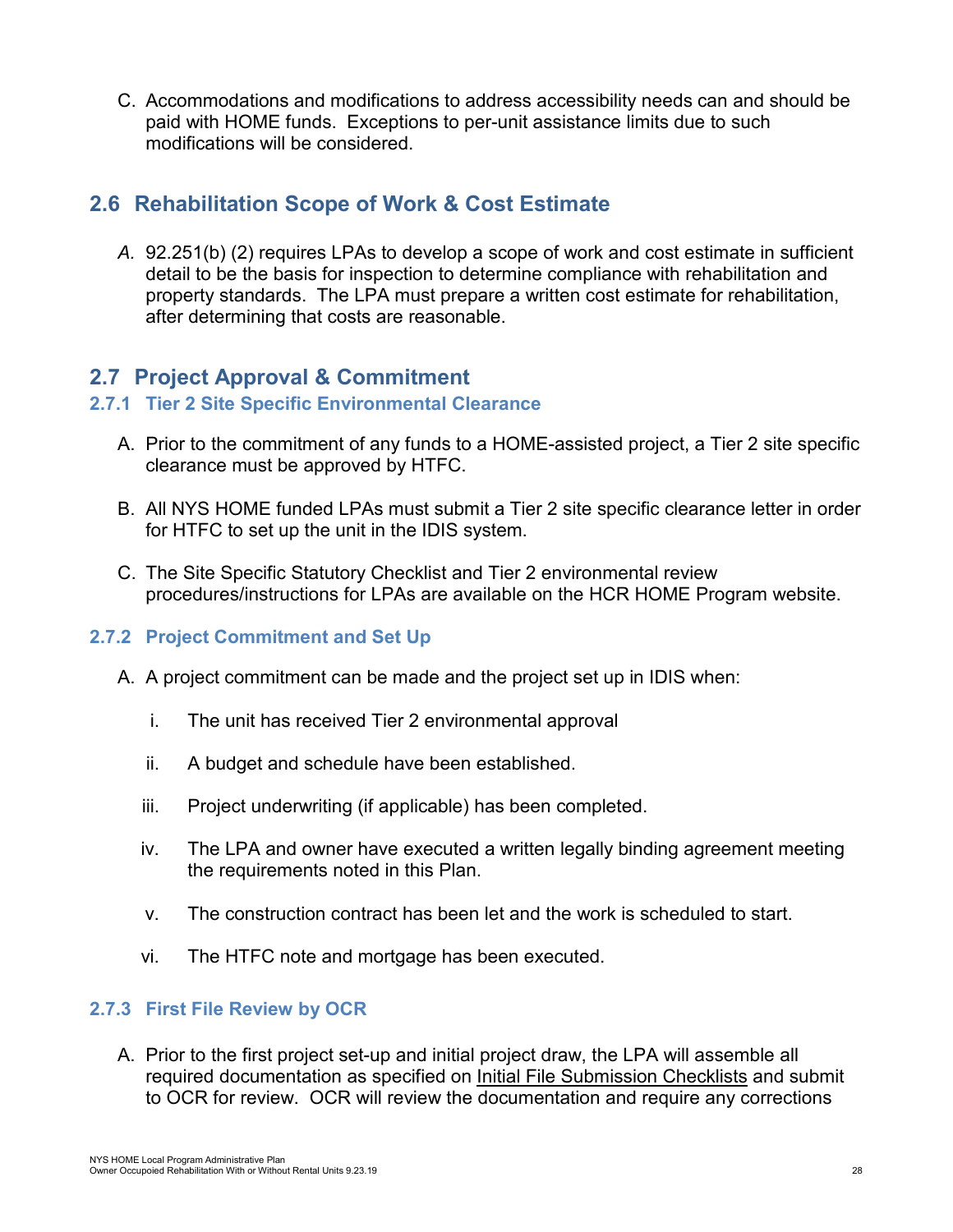C. Accommodations and modifications to address accessibility needs can and should be paid with HOME funds. Exceptions to per-unit assistance limits due to such modifications will be considered.

## 2.6 Rehabilitation Scope of Work & Cost Estimate

*A.* 92.251(b) (2) requires LPAs to develop a scope of work and cost estimate in sufficient detail to be the basis for inspection to determine compliance with rehabilitation and property standards. The LPA must prepare a written cost estimate for rehabilitation, after determining that costs are reasonable.

## 2.7 Project Approval & Commitment

### 2.7.1 Tier 2 Site Specific Environmental Clearance

A. Prior to the commitment of any funds to a HOME-assisted project, a Tier 2 site specific clearance must be approved by HTFC.

B. All NYS HOME funded LPAs must submit a Tier 2 site specific clearance letter in order for HTFC to set up the unit in the IDIS system.

C. The Site Specific Statutory Checklist and Tier 2 environmental review procedures/instructions for LPAs are available on the HCR HOME Program website.

### 2.7.2 Project Commitment and Set Up

A. A project commitment can be made and the project set up in IDIS when:

   i. The unit has received Tier 2 environmental approval

   ii. A budget and schedule have been established.

   iii. Project underwriting (if applicable) has been completed.

   iv. The LPA and owner have executed a written legally binding agreement meeting the requirements noted in this Plan.

   v. The construction contract has been let and the work is scheduled to start.

   vi. The HTFC note and mortgage has been executed.

### 2.7.3 First File Review by OCR

A. Prior to the first project set-up and initial project draw, the LPA will assemble all required documentation as specified on Initial File Submission Checklists and submit to OCR for review. OCR will review the documentation and require any corrections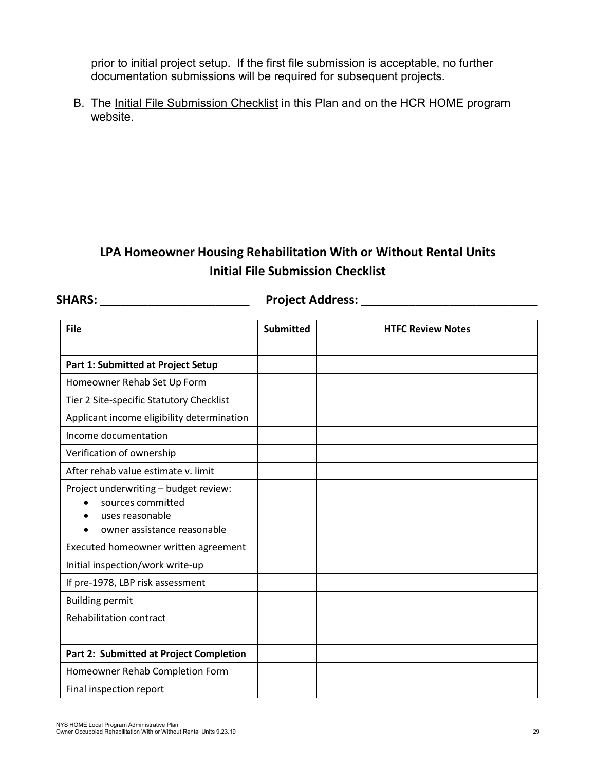prior to initial project setup. If the first file submission is acceptable, no further documentation submissions will be required for subsequent projects.

B. The Initial File Submission Checklist in this Plan and on the HCR HOME program website.

## LPA Homeowner Housing Rehabilitation With or Without Rental Units
## Initial File Submission Checklist

**SHARS: ______________________ Project Address: __________________________**

| File | Submitted | HTFC Review Notes |
| --- | --- | --- |
| | | |
| **Part 1: Submitted at Project Setup** | | |
| Homeowner Rehab Set Up Form | | |
| Tier 2 Site-specific Statutory Checklist | | |
| Applicant income eligibility determination | | |
| Income documentation | | |
| Verification of ownership | | |
| After rehab value estimate v. limit | | |
| Project underwriting – budget review:<br>• sources committed<br>• uses reasonable<br>• owner assistance reasonable | | |
| Executed homeowner written agreement | | |
| Initial inspection/work write-up | | |
| If pre-1978, LBP risk assessment | | |
| Building permit | | |
| Rehabilitation contract | | |
| | | |
| **Part 2: Submitted at Project Completion** | | |
| Homeowner Rehab Completion Form | | |
| Final inspection report | | |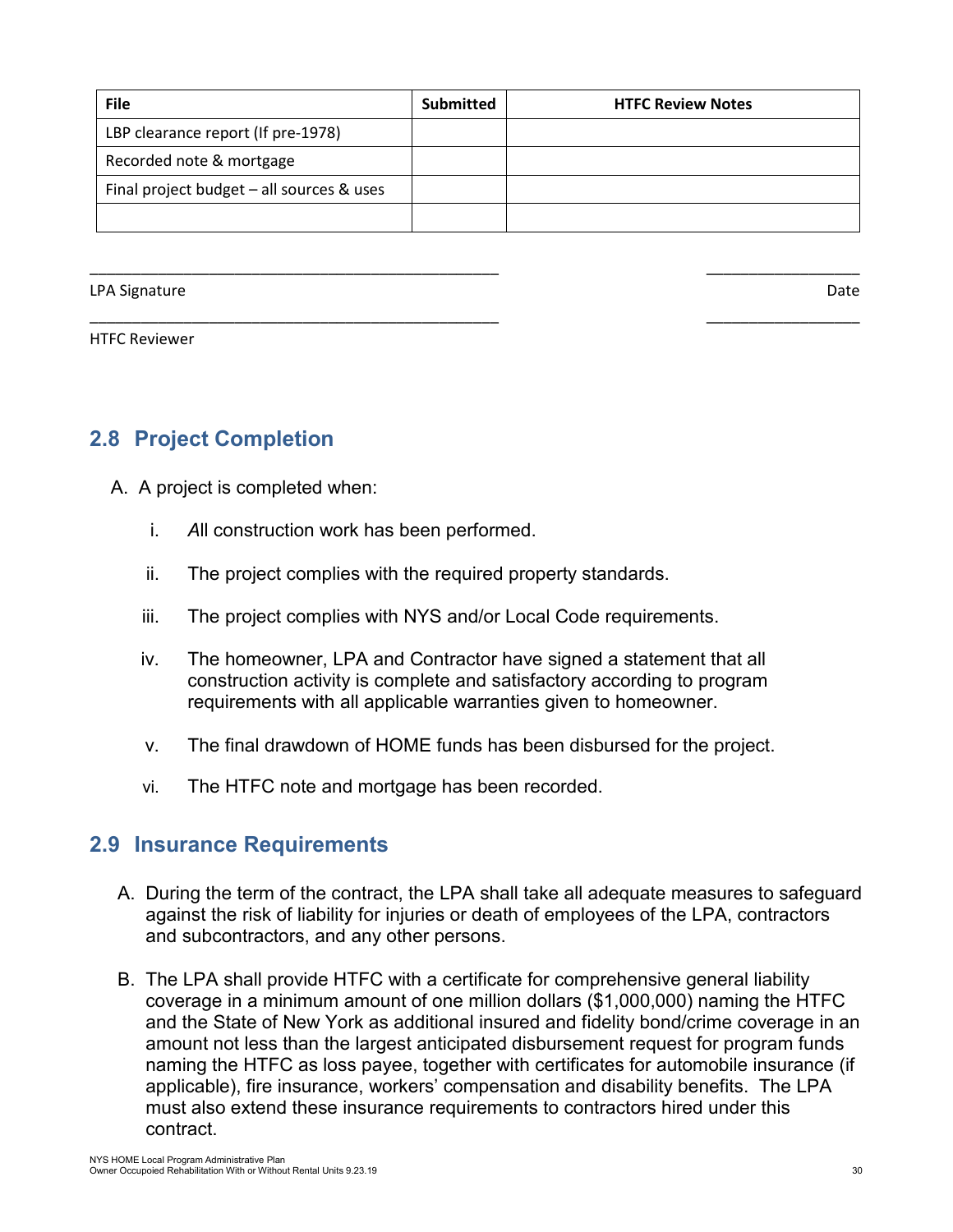| File | Submitted | HTFC Review Notes |
|---|---|---|
| LBP clearance report (If pre-1978) | | |
| Recorded note & mortgage | | |
| Final project budget – all sources & uses | | |
| | | |

_______________________________________________ _________________

LPA Signature Date

_______________________________________________ _________________

HTFC Reviewer

## 2.8 Project Completion

A. A project is completed when:

   i. *A*ll construction work has been performed.

   ii. The project complies with the required property standards.

   iii. The project complies with NYS and/or Local Code requirements.

   iv. The homeowner, LPA and Contractor have signed a statement that all construction activity is complete and satisfactory according to program requirements with all applicable warranties given to homeowner.

   v. The final drawdown of HOME funds has been disbursed for the project.

   vi. The HTFC note and mortgage has been recorded.

## 2.9 Insurance Requirements

A. During the term of the contract, the LPA shall take all adequate measures to safeguard against the risk of liability for injuries or death of employees of the LPA, contractors and subcontractors, and any other persons.

B. The LPA shall provide HTFC with a certificate for comprehensive general liability coverage in a minimum amount of one million dollars ($1,000,000) naming the HTFC and the State of New York as additional insured and fidelity bond/crime coverage in an amount not less than the largest anticipated disbursement request for program funds naming the HTFC as loss payee, together with certificates for automobile insurance (if applicable), fire insurance, workers' compensation and disability benefits. The LPA must also extend these insurance requirements to contractors hired under this contract.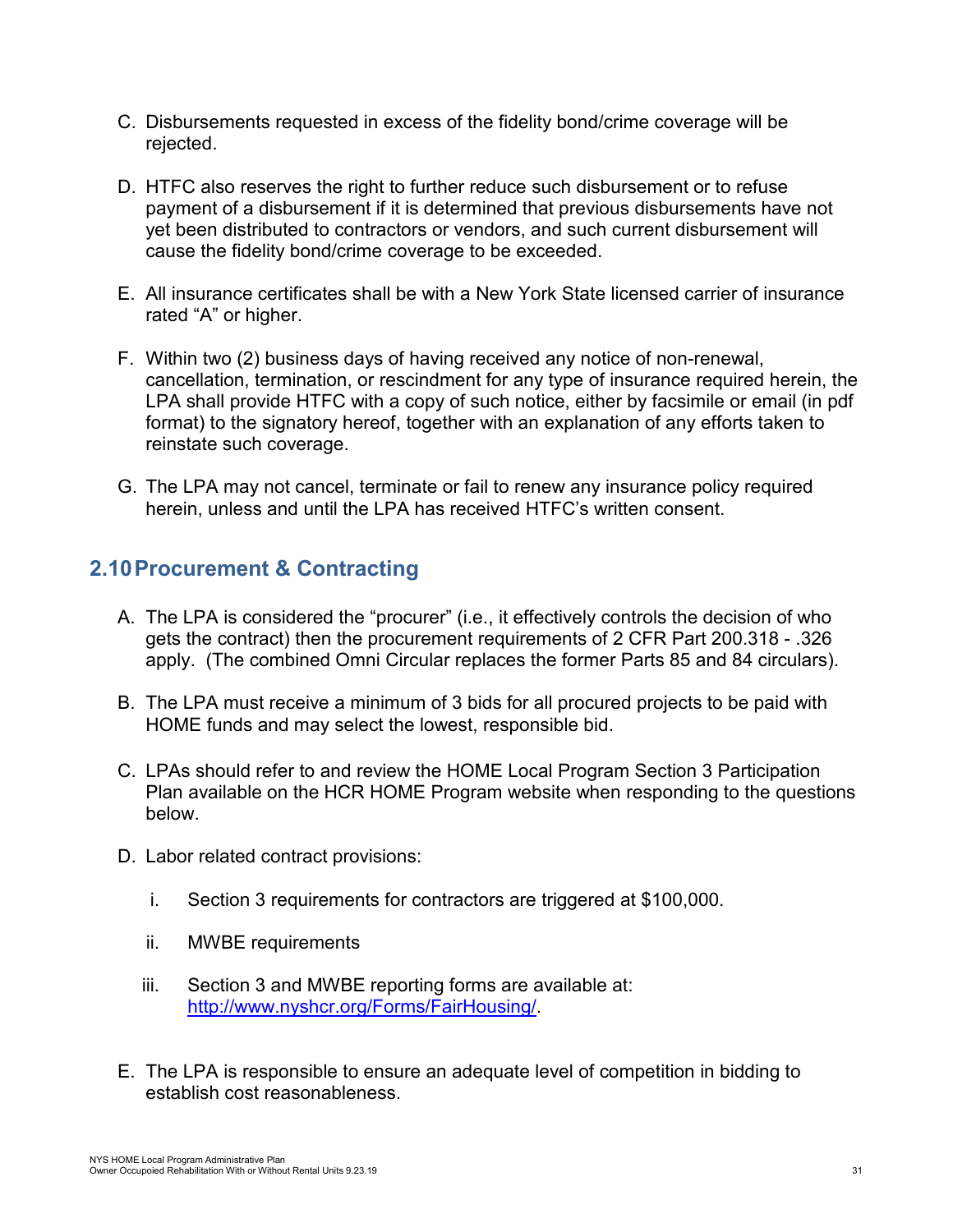C. Disbursements requested in excess of the fidelity bond/crime coverage will be rejected.

D. HTFC also reserves the right to further reduce such disbursement or to refuse payment of a disbursement if it is determined that previous disbursements have not yet been distributed to contractors or vendors, and such current disbursement will cause the fidelity bond/crime coverage to be exceeded.

E. All insurance certificates shall be with a New York State licensed carrier of insurance rated "A" or higher.

F. Within two (2) business days of having received any notice of non-renewal, cancellation, termination, or rescindment for any type of insurance required herein, the LPA shall provide HTFC with a copy of such notice, either by facsimile or email (in pdf format) to the signatory hereof, together with an explanation of any efforts taken to reinstate such coverage.

G. The LPA may not cancel, terminate or fail to renew any insurance policy required herein, unless and until the LPA has received HTFC's written consent.

## 2.10 Procurement & Contracting

A. The LPA is considered the "procurer" (i.e., it effectively controls the decision of who gets the contract) then the procurement requirements of 2 CFR Part 200.318 - .326 apply. (The combined Omni Circular replaces the former Parts 85 and 84 circulars).

B. The LPA must receive a minimum of 3 bids for all procured projects to be paid with HOME funds and may select the lowest, responsible bid.

C. LPAs should refer to and review the HOME Local Program Section 3 Participation Plan available on the HCR HOME Program website when responding to the questions below.

D. Labor related contract provisions:

   i. Section 3 requirements for contractors are triggered at $100,000.

   ii. MWBE requirements

   iii. Section 3 and MWBE reporting forms are available at: http://www.nyshcr.org/Forms/FairHousing/.

E. The LPA is responsible to ensure an adequate level of competition in bidding to establish cost reasonableness.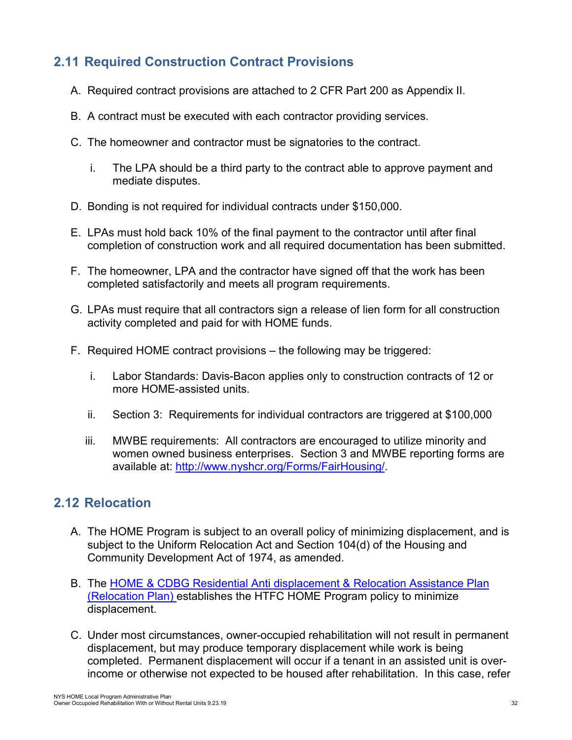## 2.11 Required Construction Contract Provisions

A. Required contract provisions are attached to 2 CFR Part 200 as Appendix II.

B. A contract must be executed with each contractor providing services.

C. The homeowner and contractor must be signatories to the contract.

   i. The LPA should be a third party to the contract able to approve payment and mediate disputes.

D. Bonding is not required for individual contracts under $150,000.

E. LPAs must hold back 10% of the final payment to the contractor until after final completion of construction work and all required documentation has been submitted.

F. The homeowner, LPA and the contractor have signed off that the work has been completed satisfactorily and meets all program requirements.

G. LPAs must require that all contractors sign a release of lien form for all construction activity completed and paid for with HOME funds.

F. Required HOME contract provisions – the following may be triggered:

   i. Labor Standards: Davis-Bacon applies only to construction contracts of 12 or more HOME-assisted units.

   ii. Section 3: Requirements for individual contractors are triggered at $100,000

   iii. MWBE requirements: All contractors are encouraged to utilize minority and women owned business enterprises. Section 3 and MWBE reporting forms are available at: [http://www.nyshcr.org/Forms/FairHousing/](http://www.nyshcr.org/Forms/FairHousing/).

## 2.12 Relocation

A. The HOME Program is subject to an overall policy of minimizing displacement, and is subject to the Uniform Relocation Act and Section 104(d) of the Housing and Community Development Act of 1974, as amended.

B. The HOME & CDBG Residential Anti displacement & Relocation Assistance Plan (Relocation Plan) establishes the HTFC HOME Program policy to minimize displacement.

C. Under most circumstances, owner-occupied rehabilitation will not result in permanent displacement, but may produce temporary displacement while work is being completed. Permanent displacement will occur if a tenant in an assisted unit is over-income or otherwise not expected to be housed after rehabilitation. In this case, refer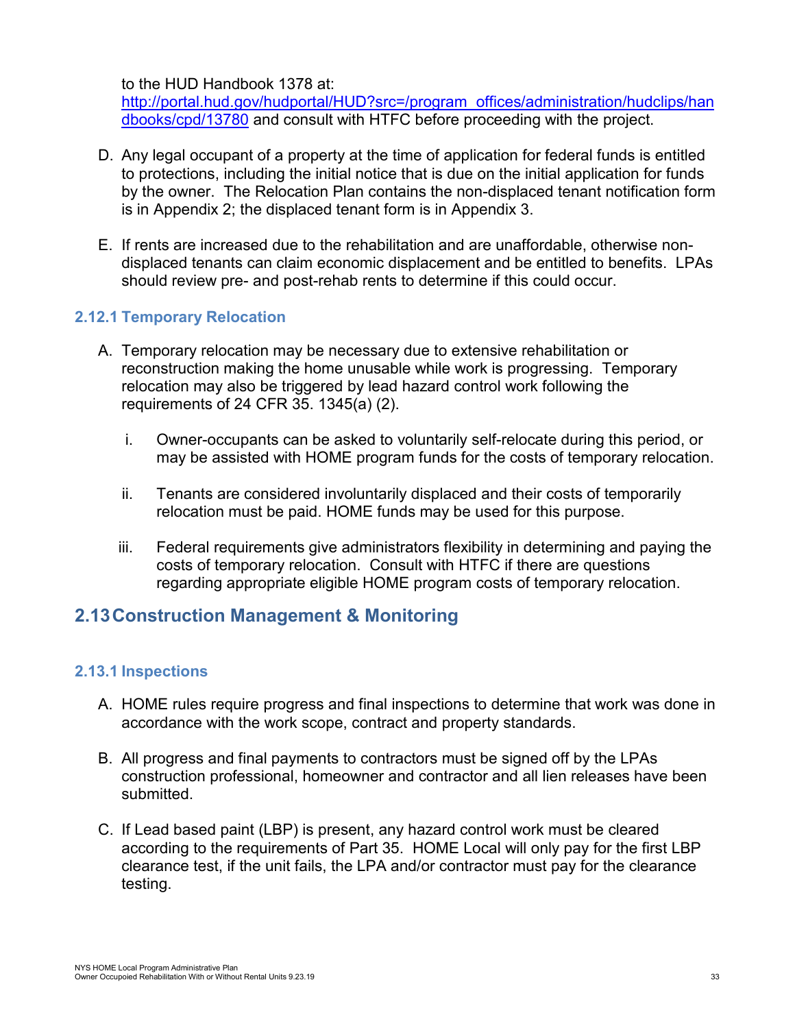to the HUD Handbook 1378 at: [http://portal.hud.gov/hudportal/HUD?src=/program_offices/administration/hudclips/handbooks/cpd/13780](http://portal.hud.gov/hudportal/HUD?src=/program_offices/administration/hudclips/handbooks/cpd/13780) and consult with HTFC before proceeding with the project.

D. Any legal occupant of a property at the time of application for federal funds is entitled to protections, including the initial notice that is due on the initial application for funds by the owner. The Relocation Plan contains the non-displaced tenant notification form is in Appendix 2; the displaced tenant form is in Appendix 3.

E. If rents are increased due to the rehabilitation and are unaffordable, otherwise non-displaced tenants can claim economic displacement and be entitled to benefits. LPAs should review pre- and post-rehab rents to determine if this could occur.

### 2.12.1 Temporary Relocation

A. Temporary relocation may be necessary due to extensive rehabilitation or reconstruction making the home unusable while work is progressing. Temporary relocation may also be triggered by lead hazard control work following the requirements of 24 CFR 35. 1345(a) (2).

   i. Owner-occupants can be asked to voluntarily self-relocate during this period, or may be assisted with HOME program funds for the costs of temporary relocation.

   ii. Tenants are considered involuntarily displaced and their costs of temporarily relocation must be paid. HOME funds may be used for this purpose.

   iii. Federal requirements give administrators flexibility in determining and paying the costs of temporary relocation. Consult with HTFC if there are questions regarding appropriate eligible HOME program costs of temporary relocation.

## 2.13 Construction Management & Monitoring

### 2.13.1 Inspections

A. HOME rules require progress and final inspections to determine that work was done in accordance with the work scope, contract and property standards.

B. All progress and final payments to contractors must be signed off by the LPAs construction professional, homeowner and contractor and all lien releases have been submitted.

C. If Lead based paint (LBP) is present, any hazard control work must be cleared according to the requirements of Part 35. HOME Local will only pay for the first LBP clearance test, if the unit fails, the LPA and/or contractor must pay for the clearance testing.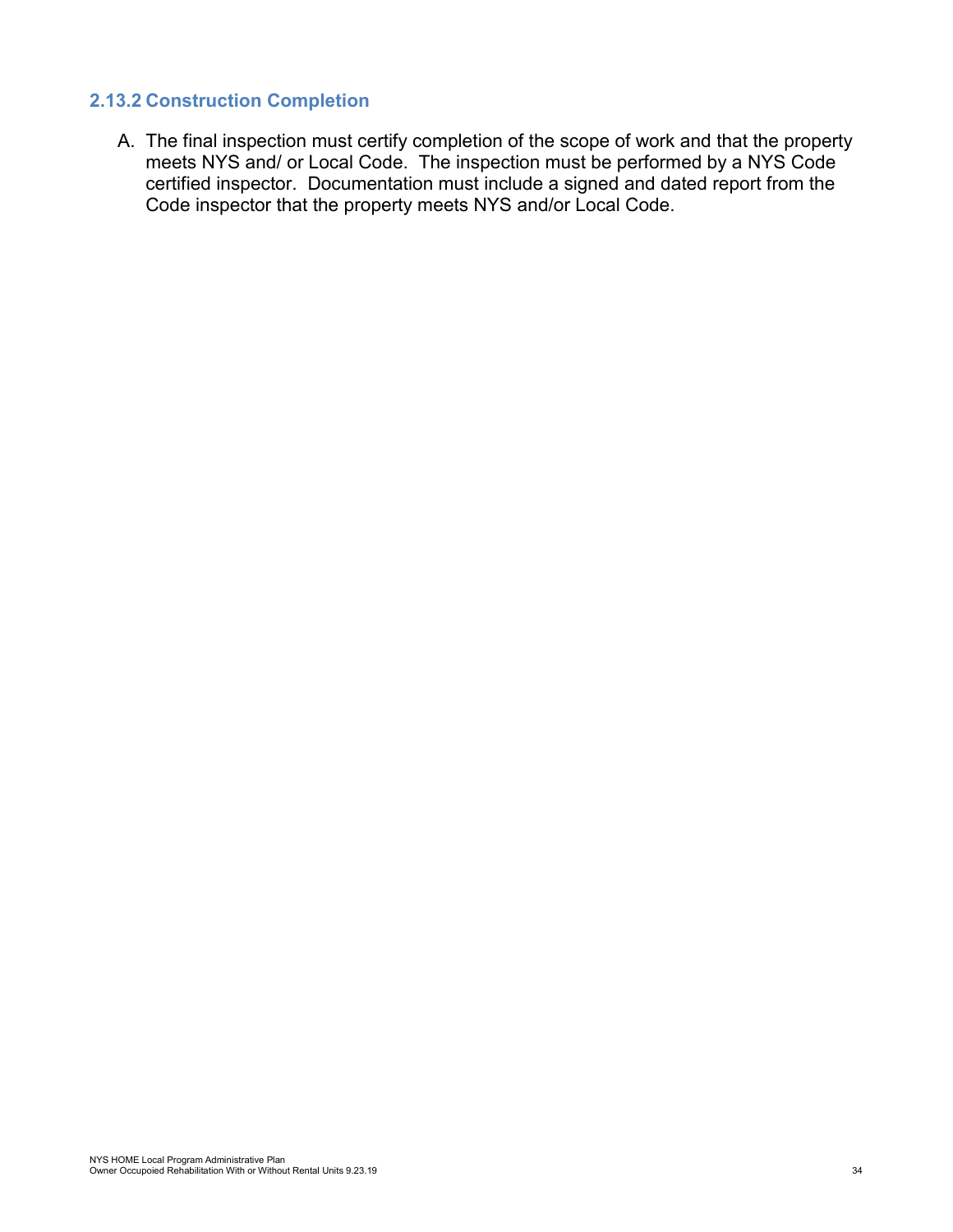### 2.13.2 Construction Completion

A. The final inspection must certify completion of the scope of work and that the property meets NYS and/ or Local Code. The inspection must be performed by a NYS Code certified inspector. Documentation must include a signed and dated report from the Code inspector that the property meets NYS and/or Local Code.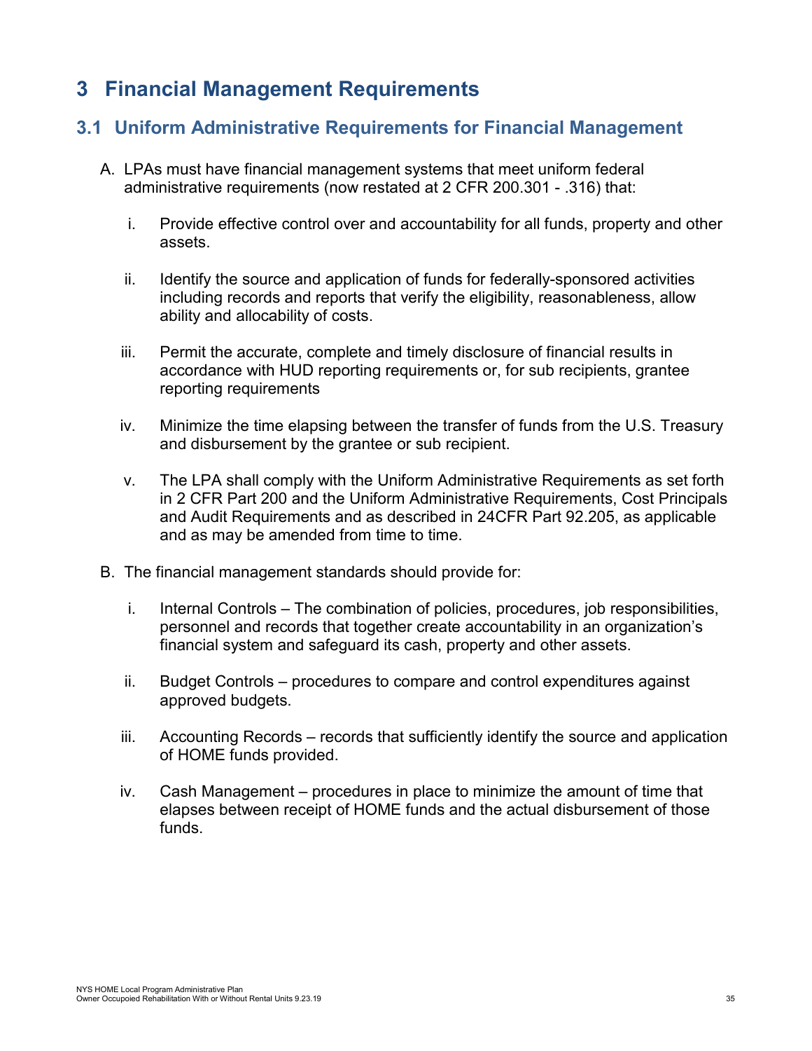# 3 Financial Management Requirements

## 3.1 Uniform Administrative Requirements for Financial Management

A. LPAs must have financial management systems that meet uniform federal administrative requirements (now restated at 2 CFR 200.301 - .316) that:

   i. Provide effective control over and accountability for all funds, property and other assets.

   ii. Identify the source and application of funds for federally-sponsored activities including records and reports that verify the eligibility, reasonableness, allow ability and allocability of costs.

   iii. Permit the accurate, complete and timely disclosure of financial results in accordance with HUD reporting requirements or, for sub recipients, grantee reporting requirements

   iv. Minimize the time elapsing between the transfer of funds from the U.S. Treasury and disbursement by the grantee or sub recipient.

   v. The LPA shall comply with the Uniform Administrative Requirements as set forth in 2 CFR Part 200 and the Uniform Administrative Requirements, Cost Principals and Audit Requirements and as described in 24CFR Part 92.205, as applicable and as may be amended from time to time.

B. The financial management standards should provide for:

   i. Internal Controls – The combination of policies, procedures, job responsibilities, personnel and records that together create accountability in an organization's financial system and safeguard its cash, property and other assets.

   ii. Budget Controls – procedures to compare and control expenditures against approved budgets.

   iii. Accounting Records – records that sufficiently identify the source and application of HOME funds provided.

   iv. Cash Management – procedures in place to minimize the amount of time that elapses between receipt of HOME funds and the actual disbursement of those funds.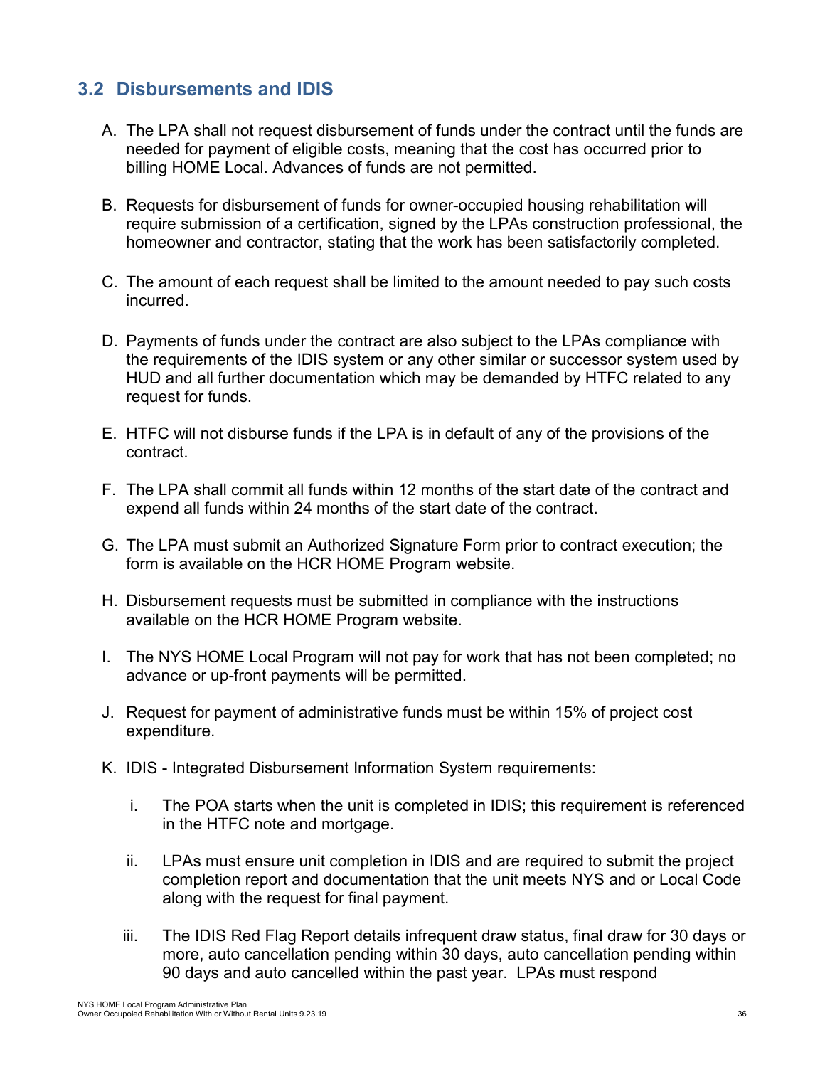## 3.2 Disbursements and IDIS

A. The LPA shall not request disbursement of funds under the contract until the funds are needed for payment of eligible costs, meaning that the cost has occurred prior to billing HOME Local. Advances of funds are not permitted.

B. Requests for disbursement of funds for owner-occupied housing rehabilitation will require submission of a certification, signed by the LPAs construction professional, the homeowner and contractor, stating that the work has been satisfactorily completed.

C. The amount of each request shall be limited to the amount needed to pay such costs incurred.

D. Payments of funds under the contract are also subject to the LPAs compliance with the requirements of the IDIS system or any other similar or successor system used by HUD and all further documentation which may be demanded by HTFC related to any request for funds.

E. HTFC will not disburse funds if the LPA is in default of any of the provisions of the contract.

F. The LPA shall commit all funds within 12 months of the start date of the contract and expend all funds within 24 months of the start date of the contract.

G. The LPA must submit an Authorized Signature Form prior to contract execution; the form is available on the HCR HOME Program website.

H. Disbursement requests must be submitted in compliance with the instructions available on the HCR HOME Program website.

I. The NYS HOME Local Program will not pay for work that has not been completed; no advance or up-front payments will be permitted.

J. Request for payment of administrative funds must be within 15% of project cost expenditure.

K. IDIS - Integrated Disbursement Information System requirements:

   i. The POA starts when the unit is completed in IDIS; this requirement is referenced in the HTFC note and mortgage.

   ii. LPAs must ensure unit completion in IDIS and are required to submit the project completion report and documentation that the unit meets NYS and or Local Code along with the request for final payment.

   iii. The IDIS Red Flag Report details infrequent draw status, final draw for 30 days or more, auto cancellation pending within 30 days, auto cancellation pending within 90 days and auto cancelled within the past year. LPAs must respond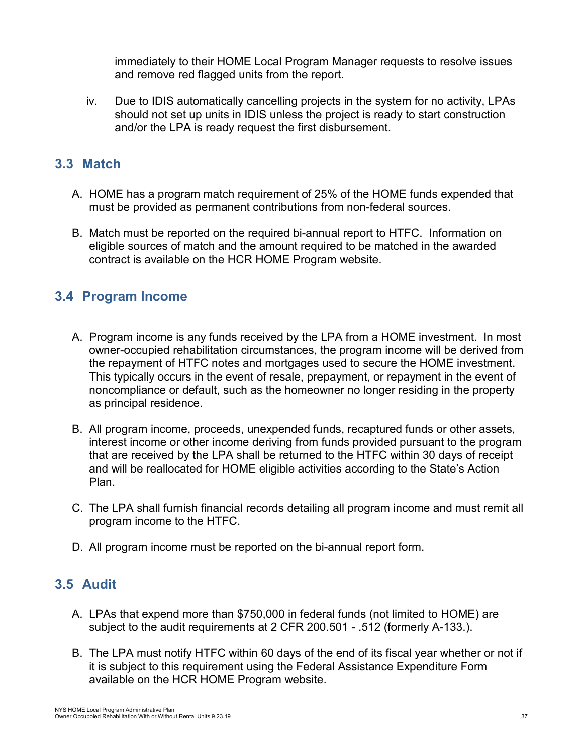immediately to their HOME Local Program Manager requests to resolve issues and remove red flagged units from the report.

iv. Due to IDIS automatically cancelling projects in the system for no activity, LPAs should not set up units in IDIS unless the project is ready to start construction and/or the LPA is ready request the first disbursement.

## 3.3 Match

A. HOME has a program match requirement of 25% of the HOME funds expended that must be provided as permanent contributions from non-federal sources.

B. Match must be reported on the required bi-annual report to HTFC. Information on eligible sources of match and the amount required to be matched in the awarded contract is available on the HCR HOME Program website.

## 3.4 Program Income

A. Program income is any funds received by the LPA from a HOME investment. In most owner-occupied rehabilitation circumstances, the program income will be derived from the repayment of HTFC notes and mortgages used to secure the HOME investment. This typically occurs in the event of resale, prepayment, or repayment in the event of noncompliance or default, such as the homeowner no longer residing in the property as principal residence.

B. All program income, proceeds, unexpended funds, recaptured funds or other assets, interest income or other income deriving from funds provided pursuant to the program that are received by the LPA shall be returned to the HTFC within 30 days of receipt and will be reallocated for HOME eligible activities according to the State's Action Plan.

C. The LPA shall furnish financial records detailing all program income and must remit all program income to the HTFC.

D. All program income must be reported on the bi-annual report form.

## 3.5 Audit

A. LPAs that expend more than $750,000 in federal funds (not limited to HOME) are subject to the audit requirements at 2 CFR 200.501 - .512 (formerly A-133.).

B. The LPA must notify HTFC within 60 days of the end of its fiscal year whether or not if it is subject to this requirement using the Federal Assistance Expenditure Form available on the HCR HOME Program website.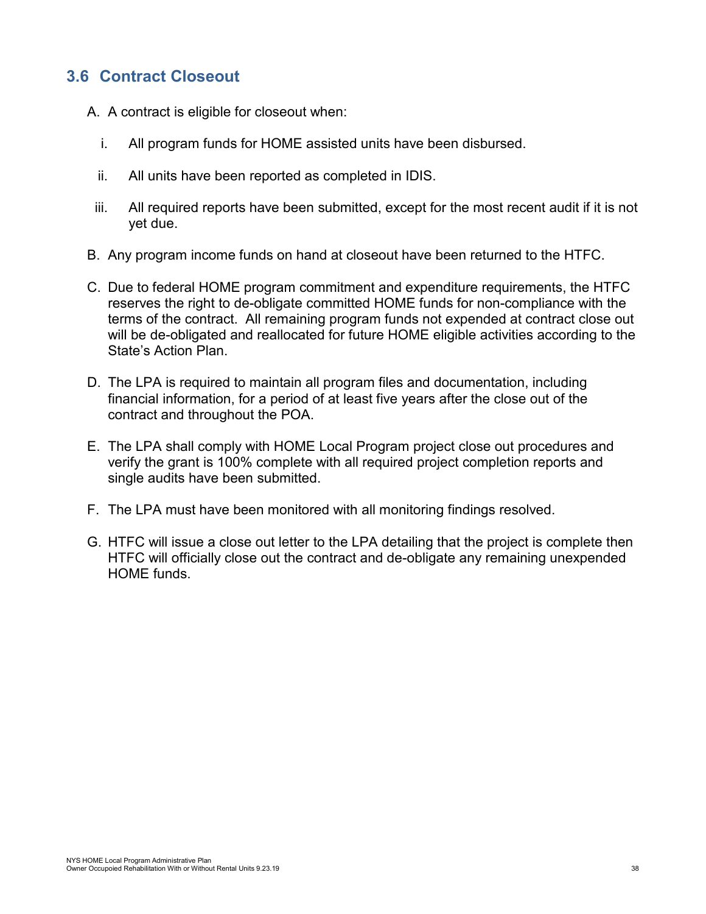## 3.6 Contract Closeout

A. A contract is eligible for closeout when:

   i. All program funds for HOME assisted units have been disbursed.

   ii. All units have been reported as completed in IDIS.

   iii. All required reports have been submitted, except for the most recent audit if it is not yet due.

B. Any program income funds on hand at closeout have been returned to the HTFC.

C. Due to federal HOME program commitment and expenditure requirements, the HTFC reserves the right to de-obligate committed HOME funds for non-compliance with the terms of the contract. All remaining program funds not expended at contract close out will be de-obligated and reallocated for future HOME eligible activities according to the State's Action Plan.

D. The LPA is required to maintain all program files and documentation, including financial information, for a period of at least five years after the close out of the contract and throughout the POA.

E. The LPA shall comply with HOME Local Program project close out procedures and verify the grant is 100% complete with all required project completion reports and single audits have been submitted.

F. The LPA must have been monitored with all monitoring findings resolved.

G. HTFC will issue a close out letter to the LPA detailing that the project is complete then HTFC will officially close out the contract and de-obligate any remaining unexpended HOME funds.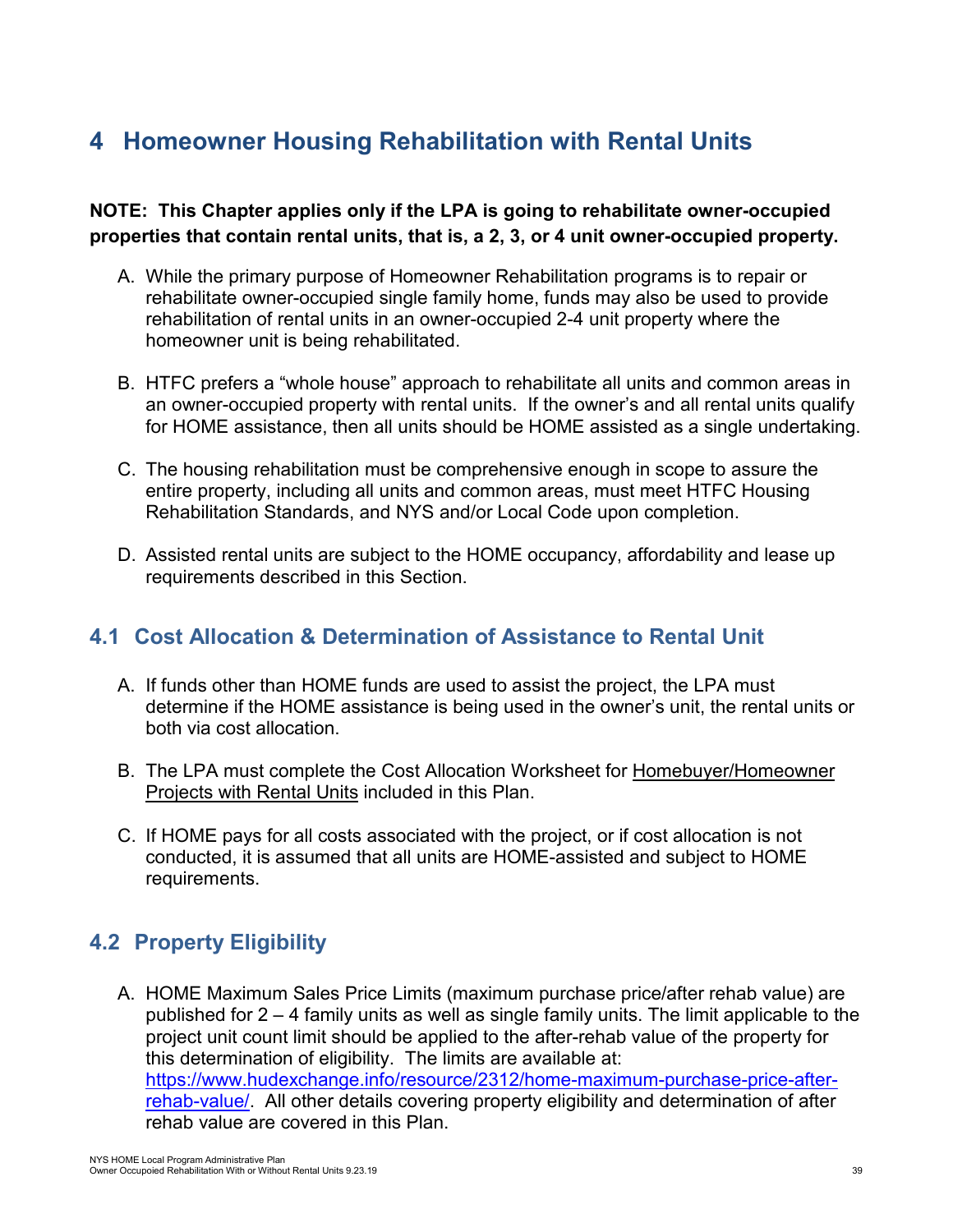# 4 Homeowner Housing Rehabilitation with Rental Units

**NOTE: This Chapter applies only if the LPA is going to rehabilitate owner-occupied properties that contain rental units, that is, a 2, 3, or 4 unit owner-occupied property.**

A. While the primary purpose of Homeowner Rehabilitation programs is to repair or rehabilitate owner-occupied single family home, funds may also be used to provide rehabilitation of rental units in an owner-occupied 2-4 unit property where the homeowner unit is being rehabilitated.

B. HTFC prefers a "whole house" approach to rehabilitate all units and common areas in an owner-occupied property with rental units. If the owner's and all rental units qualify for HOME assistance, then all units should be HOME assisted as a single undertaking.

C. The housing rehabilitation must be comprehensive enough in scope to assure the entire property, including all units and common areas, must meet HTFC Housing Rehabilitation Standards, and NYS and/or Local Code upon completion.

D. Assisted rental units are subject to the HOME occupancy, affordability and lease up requirements described in this Section.

## 4.1 Cost Allocation & Determination of Assistance to Rental Unit

A. If funds other than HOME funds are used to assist the project, the LPA must determine if the HOME assistance is being used in the owner's unit, the rental units or both via cost allocation.

B. The LPA must complete the Cost Allocation Worksheet for Homebuyer/Homeowner Projects with Rental Units included in this Plan.

C. If HOME pays for all costs associated with the project, or if cost allocation is not conducted, it is assumed that all units are HOME-assisted and subject to HOME requirements.

## 4.2 Property Eligibility

A. HOME Maximum Sales Price Limits (maximum purchase price/after rehab value) are published for 2 – 4 family units as well as single family units. The limit applicable to the project unit count limit should be applied to the after-rehab value of the property for this determination of eligibility. The limits are available at: https://www.hudexchange.info/resource/2312/home-maximum-purchase-price-after-rehab-value/. All other details covering property eligibility and determination of after rehab value are covered in this Plan.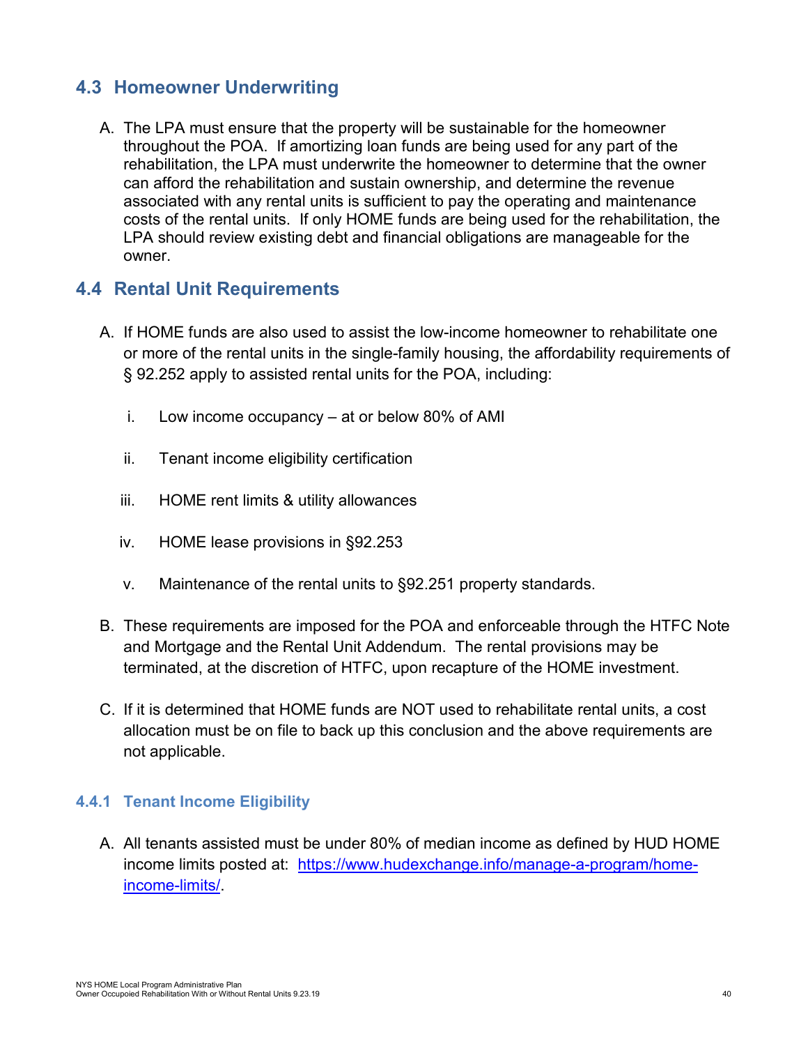## 4.3 Homeowner Underwriting

A. The LPA must ensure that the property will be sustainable for the homeowner throughout the POA. If amortizing loan funds are being used for any part of the rehabilitation, the LPA must underwrite the homeowner to determine that the owner can afford the rehabilitation and sustain ownership, and determine the revenue associated with any rental units is sufficient to pay the operating and maintenance costs of the rental units. If only HOME funds are being used for the rehabilitation, the LPA should review existing debt and financial obligations are manageable for the owner.

## 4.4 Rental Unit Requirements

A. If HOME funds are also used to assist the low-income homeowner to rehabilitate one or more of the rental units in the single-family housing, the affordability requirements of § 92.252 apply to assisted rental units for the POA, including:

   i. Low income occupancy – at or below 80% of AMI

   ii. Tenant income eligibility certification

   iii. HOME rent limits & utility allowances

   iv. HOME lease provisions in §92.253

   v. Maintenance of the rental units to §92.251 property standards.

B. These requirements are imposed for the POA and enforceable through the HTFC Note and Mortgage and the Rental Unit Addendum. The rental provisions may be terminated, at the discretion of HTFC, upon recapture of the HOME investment.

C. If it is determined that HOME funds are NOT used to rehabilitate rental units, a cost allocation must be on file to back up this conclusion and the above requirements are not applicable.

### 4.4.1 Tenant Income Eligibility

A. All tenants assisted must be under 80% of median income as defined by HUD HOME income limits posted at: [https://www.hudexchange.info/manage-a-program/home-income-limits/](https://www.hudexchange.info/manage-a-program/home-income-limits/).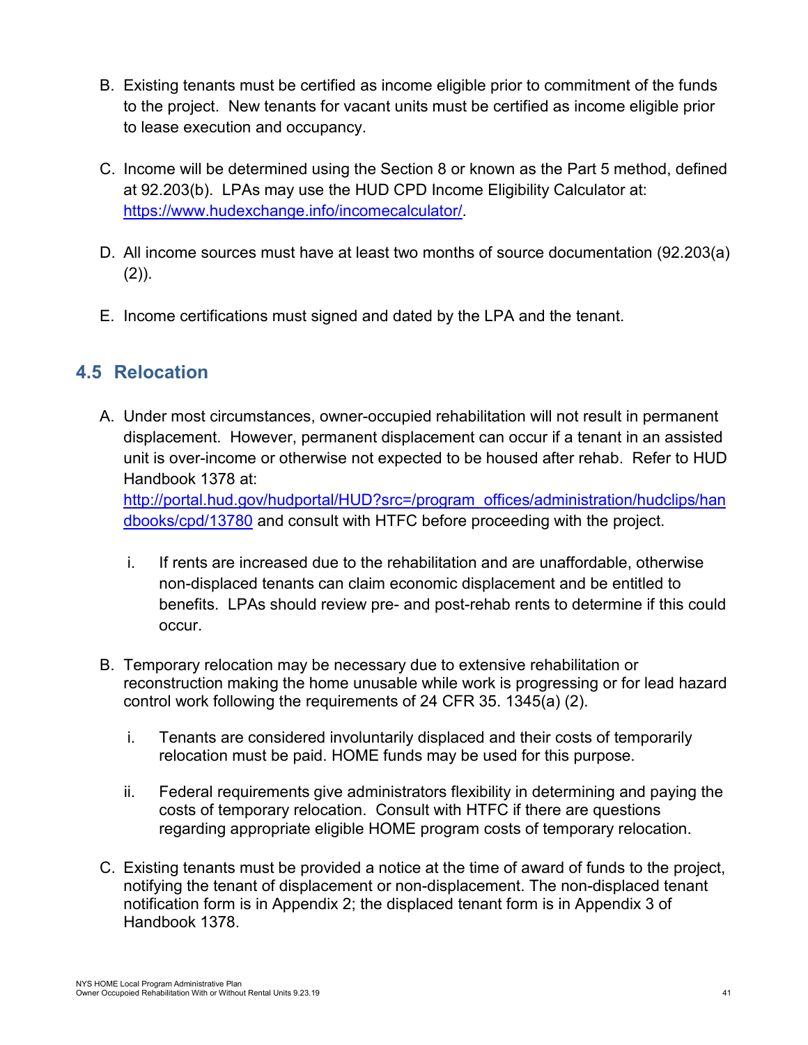B. Existing tenants must be certified as income eligible prior to commitment of the funds to the project. New tenants for vacant units must be certified as income eligible prior to lease execution and occupancy.

C. Income will be determined using the Section 8 or known as the Part 5 method, defined at 92.203(b). LPAs may use the HUD CPD Income Eligibility Calculator at: [https://www.hudexchange.info/incomecalculator/](https://www.hudexchange.info/incomecalculator/).

D. All income sources must have at least two months of source documentation (92.203(a)(2)).

E. Income certifications must signed and dated by the LPA and the tenant.

## 4.5 Relocation

A. Under most circumstances, owner-occupied rehabilitation will not result in permanent displacement. However, permanent displacement can occur if a tenant in an assisted unit is over-income or otherwise not expected to be housed after rehab. Refer to HUD Handbook 1378 at: [http://portal.hud.gov/hudportal/HUD?src=/program_offices/administration/hudclips/handbooks/cpd/13780](http://portal.hud.gov/hudportal/HUD?src=/program_offices/administration/hudclips/handbooks/cpd/13780) and consult with HTFC before proceeding with the project.

   i. If rents are increased due to the rehabilitation and are unaffordable, otherwise non-displaced tenants can claim economic displacement and be entitled to benefits. LPAs should review pre- and post-rehab rents to determine if this could occur.

B. Temporary relocation may be necessary due to extensive rehabilitation or reconstruction making the home unusable while work is progressing or for lead hazard control work following the requirements of 24 CFR 35. 1345(a) (2).

   i. Tenants are considered involuntarily displaced and their costs of temporarily relocation must be paid. HOME funds may be used for this purpose.

   ii. Federal requirements give administrators flexibility in determining and paying the costs of temporary relocation. Consult with HTFC if there are questions regarding appropriate eligible HOME program costs of temporary relocation.

C. Existing tenants must be provided a notice at the time of award of funds to the project, notifying the tenant of displacement or non-displacement. The non-displaced tenant notification form is in Appendix 2; the displaced tenant form is in Appendix 3 of Handbook 1378.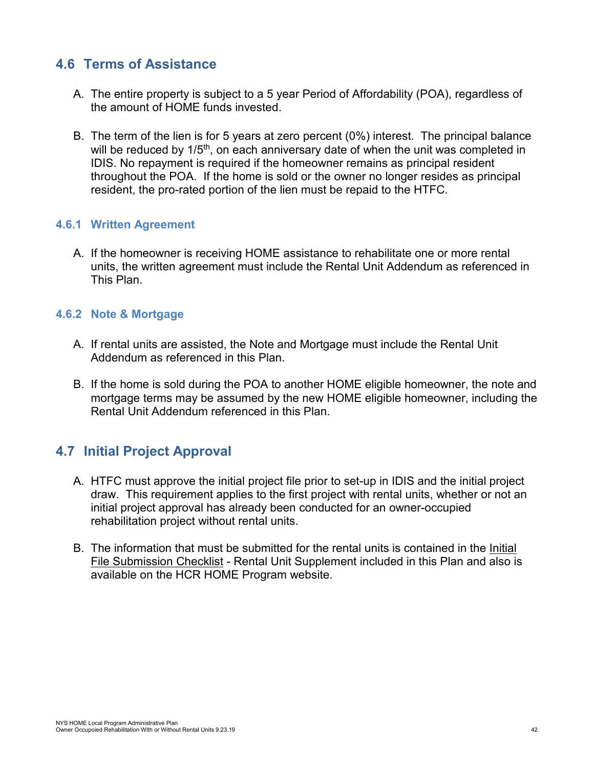## 4.6 Terms of Assistance

A. The entire property is subject to a 5 year Period of Affordability (POA), regardless of the amount of HOME funds invested.

B. The term of the lien is for 5 years at zero percent (0%) interest. The principal balance will be reduced by 1/5th, on each anniversary date of when the unit was completed in IDIS. No repayment is required if the homeowner remains as principal resident throughout the POA. If the home is sold or the owner no longer resides as principal resident, the pro-rated portion of the lien must be repaid to the HTFC.

### 4.6.1 Written Agreement

A. If the homeowner is receiving HOME assistance to rehabilitate one or more rental units, the written agreement must include the Rental Unit Addendum as referenced in This Plan.

### 4.6.2 Note & Mortgage

A. If rental units are assisted, the Note and Mortgage must include the Rental Unit Addendum as referenced in this Plan.

B. If the home is sold during the POA to another HOME eligible homeowner, the note and mortgage terms may be assumed by the new HOME eligible homeowner, including the Rental Unit Addendum referenced in this Plan.

## 4.7 Initial Project Approval

A. HTFC must approve the initial project file prior to set-up in IDIS and the initial project draw. This requirement applies to the first project with rental units, whether or not an initial project approval has already been conducted for an owner-occupied rehabilitation project without rental units.

B. The information that must be submitted for the rental units is contained in the Initial File Submission Checklist - Rental Unit Supplement included in this Plan and also is available on the HCR HOME Program website.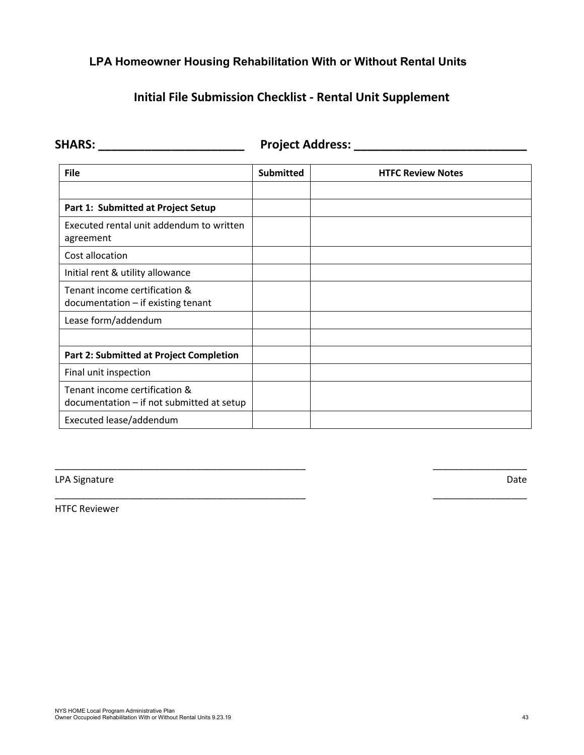## LPA Homeowner Housing Rehabilitation With or Without Rental Units

## Initial File Submission Checklist - Rental Unit Supplement

**SHARS: ______________________** **Project Address: __________________________**

| File | Submitted | HTFC Review Notes |
|---|---|---|
| | | |
| **Part 1: Submitted at Project Setup** | | |
| Executed rental unit addendum to written agreement | | |
| Cost allocation | | |
| Initial rent & utility allowance | | |
| Tenant income certification & documentation – if existing tenant | | |
| Lease form/addendum | | |
| | | |
| **Part 2: Submitted at Project Completion** | | |
| Final unit inspection | | |
| Tenant income certification & documentation – if not submitted at setup | | |
| Executed lease/addendum | | |

_______________________________________________ _________________

LPA Signature Date

_______________________________________________ _________________

HTFC Reviewer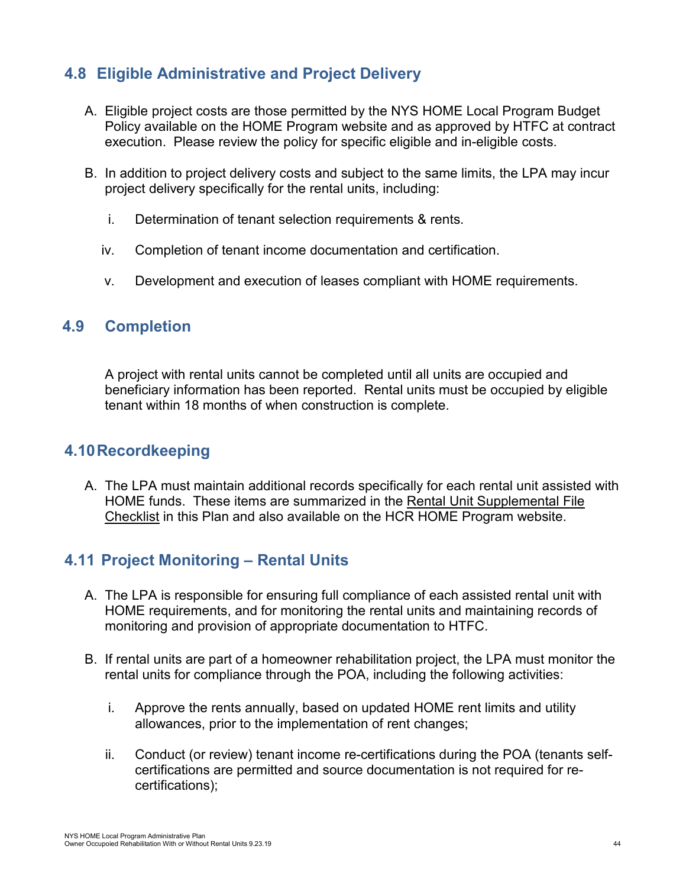## 4.8 Eligible Administrative and Project Delivery

A. Eligible project costs are those permitted by the NYS HOME Local Program Budget Policy available on the HOME Program website and as approved by HTFC at contract execution. Please review the policy for specific eligible and in-eligible costs.

B. In addition to project delivery costs and subject to the same limits, the LPA may incur project delivery specifically for the rental units, including:

   i. Determination of tenant selection requirements & rents.

   iv. Completion of tenant income documentation and certification.

   v. Development and execution of leases compliant with HOME requirements.

## 4.9 Completion

A project with rental units cannot be completed until all units are occupied and beneficiary information has been reported. Rental units must be occupied by eligible tenant within 18 months of when construction is complete.

## 4.10 Recordkeeping

A. The LPA must maintain additional records specifically for each rental unit assisted with HOME funds. These items are summarized in the Rental Unit Supplemental File Checklist in this Plan and also available on the HCR HOME Program website.

## 4.11 Project Monitoring – Rental Units

A. The LPA is responsible for ensuring full compliance of each assisted rental unit with HOME requirements, and for monitoring the rental units and maintaining records of monitoring and provision of appropriate documentation to HTFC.

B. If rental units are part of a homeowner rehabilitation project, the LPA must monitor the rental units for compliance through the POA, including the following activities:

   i. Approve the rents annually, based on updated HOME rent limits and utility allowances, prior to the implementation of rent changes;

   ii. Conduct (or review) tenant income re-certifications during the POA (tenants self-certifications are permitted and source documentation is not required for re-certifications);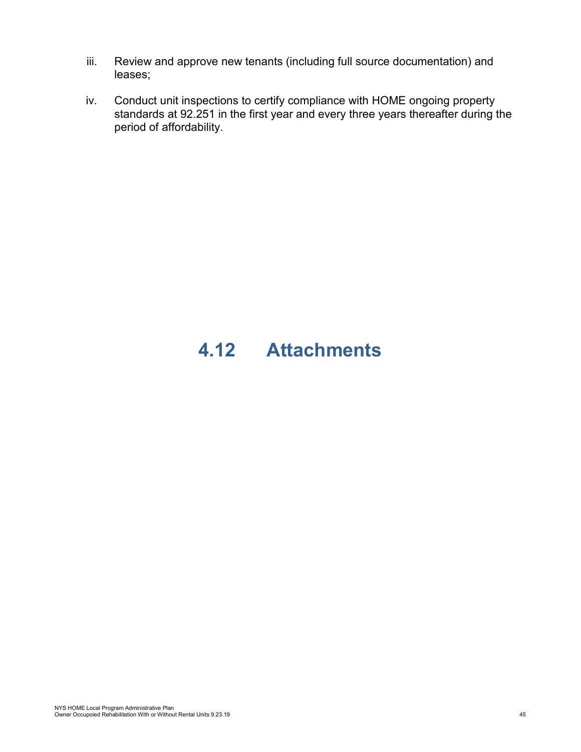iii. Review and approve new tenants (including full source documentation) and leases;

iv. Conduct unit inspections to certify compliance with HOME ongoing property standards at 92.251 in the first year and every three years thereafter during the period of affordability.

# 4.12 Attachments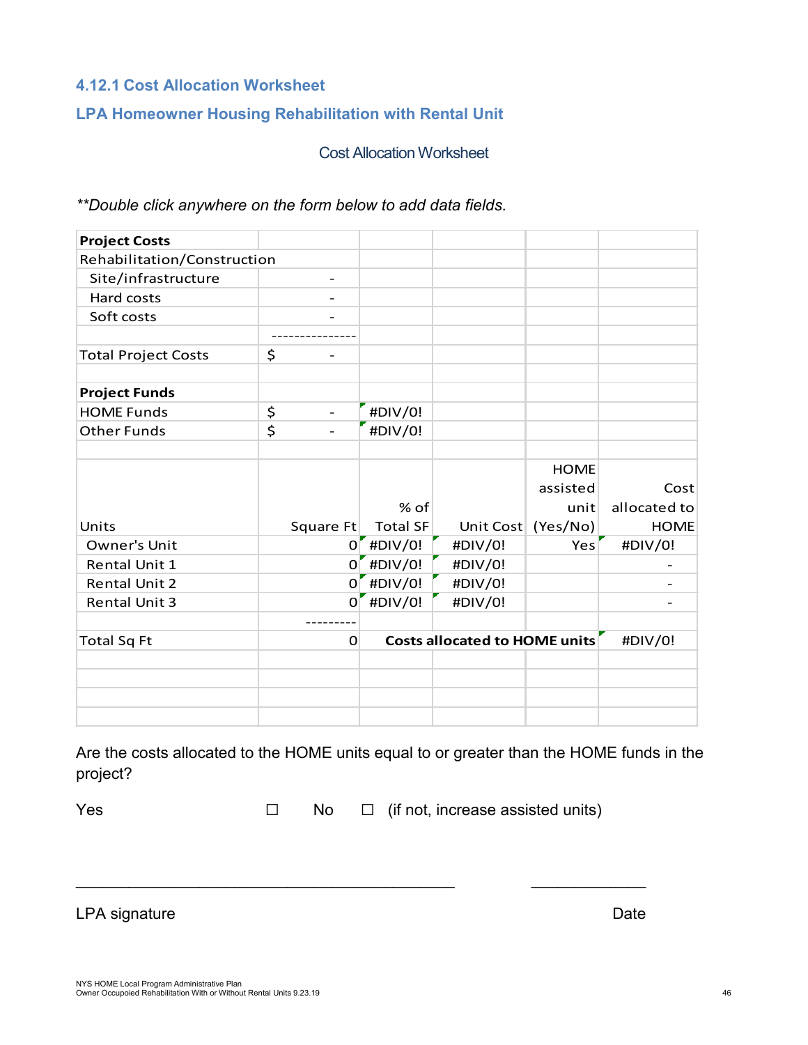### 4.12.1 Cost Allocation Worksheet

### LPA Homeowner Housing Rehabilitation with Rental Unit

Cost Allocation Worksheet

*\*\*Double click anywhere on the form below to add data fields.*

| **Project Costs** | | | | | |
|---|---|---|---|---|---|
| Rehabilitation/Construction | | | | | |
| Site/infrastructure | - | | | | |
| Hard costs | - | | | | |
| Soft costs | - | | | | |
| | --------------- | | | | |
| Total Project Costs | $ - | | | | |
| | | | | | |
| **Project Funds** | | | | | |
| HOME Funds | $ - | #DIV/0! | | | |
| Other Funds | $ - | #DIV/0! | | | |
| | | | | | |
| Units | Square Ft | % of Total SF | Unit Cost | HOME assisted unit (Yes/No) | Cost allocated to HOME |
| Owner's Unit | 0 | #DIV/0! | #DIV/0! | Yes | #DIV/0! |
| Rental Unit 1 | 0 | #DIV/0! | #DIV/0! | | - |
| Rental Unit 2 | 0 | #DIV/0! | #DIV/0! | | - |
| Rental Unit 3 | 0 | #DIV/0! | #DIV/0! | | - |
| | --------- | | | | |
| Total Sq Ft | 0 | **Costs allocated to HOME units** | | | #DIV/0! |

Are the costs allocated to the HOME units equal to or greater than the HOME funds in the project?

Yes ☐ No ☐ (if not, increase assisted units)

\_\_\_\_\_\_\_\_\_\_\_\_\_\_\_\_\_\_\_\_\_\_\_\_\_\_\_\_\_\_\_\_\_\_\_\_\_\_\_\_\_\_\_\_ \_\_\_\_\_\_\_\_\_\_\_\_\_\_

LPA signature Date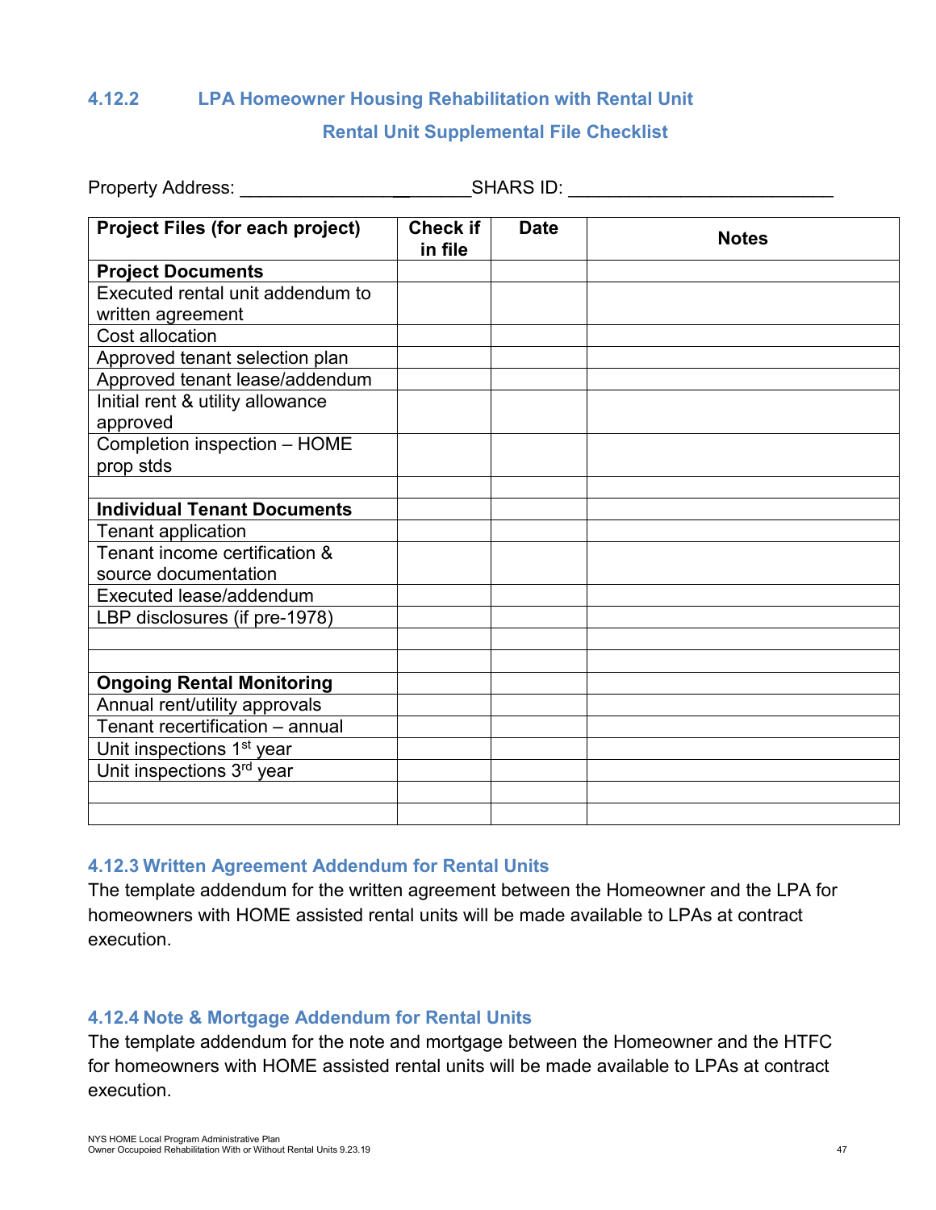### 4.12.2 LPA Homeowner Housing Rehabilitation with Rental Unit

### Rental Unit Supplemental File Checklist

Property Address: _______________________SHARS ID: __________________________

| Project Files (for each project) | Check if in file | Date | Notes |
|---|---|---|---|
| **Project Documents** | | | |
| Executed rental unit addendum to written agreement | | | |
| Cost allocation | | | |
| Approved tenant selection plan | | | |
| Approved tenant lease/addendum | | | |
| Initial rent & utility allowance approved | | | |
| Completion inspection – HOME prop stds | | | |
| | | | |
| **Individual Tenant Documents** | | | |
| Tenant application | | | |
| Tenant income certification & source documentation | | | |
| Executed lease/addendum | | | |
| LBP disclosures (if pre-1978) | | | |
| | | | |
| | | | |
| **Ongoing Rental Monitoring** | | | |
| Annual rent/utility approvals | | | |
| Tenant recertification – annual | | | |
| Unit inspections 1st year | | | |
| Unit inspections 3rd year | | | |
| | | | |
| | | | |

### 4.12.3 Written Agreement Addendum for Rental Units

The template addendum for the written agreement between the Homeowner and the LPA for homeowners with HOME assisted rental units will be made available to LPAs at contract execution.

### 4.12.4 Note & Mortgage Addendum for Rental Units

The template addendum for the note and mortgage between the Homeowner and the HTFC for homeowners with HOME assisted rental units will be made available to LPAs at contract execution.